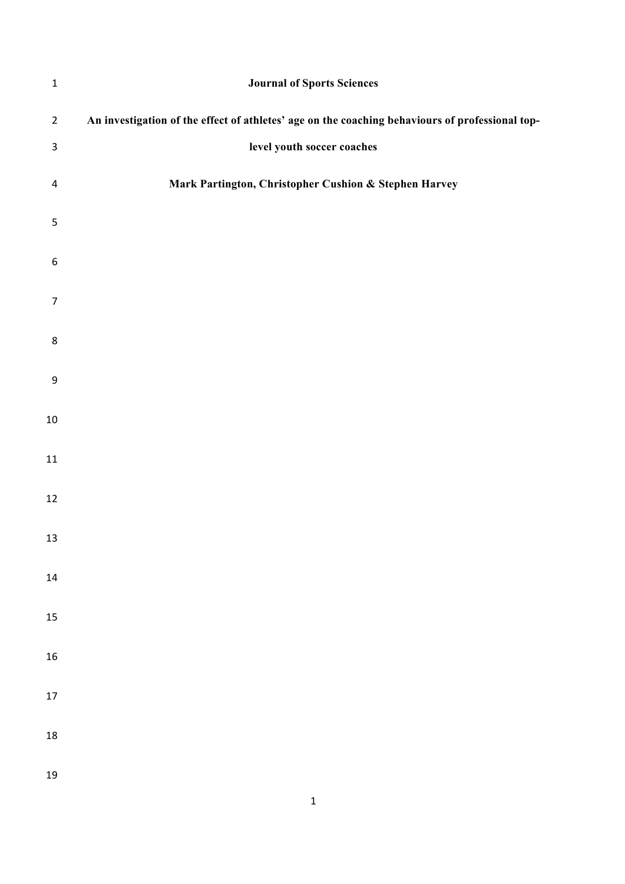**Journal of Sports Sciences**

# An investigation of the effect of athletes' age on the coaching behaviours of professional top-level youth soccer coaches

**Mark Partington, Christopher Cushion & Stephen Harvey**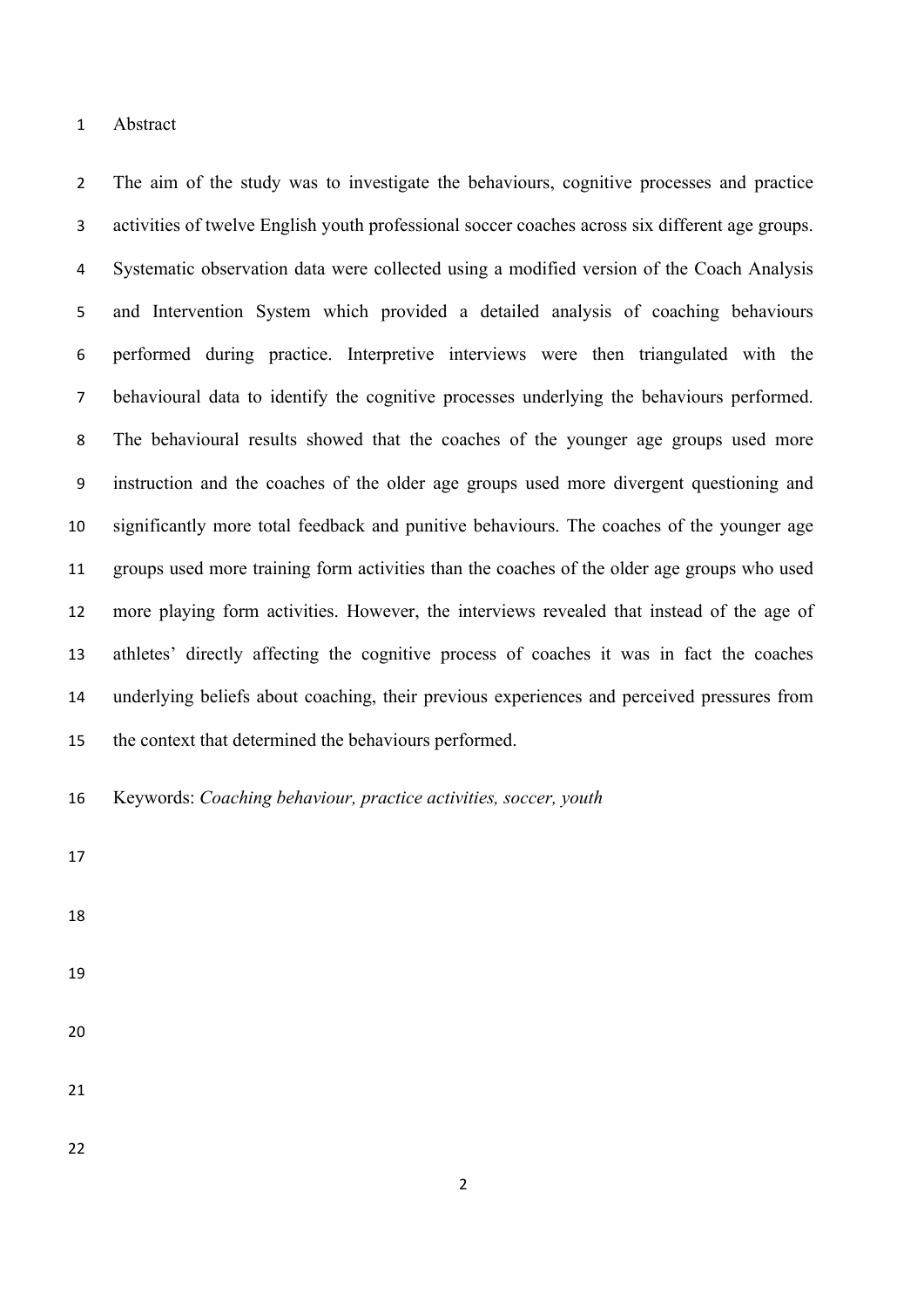# Abstract

The aim of the study was to investigate the behaviours, cognitive processes and practice activities of twelve English youth professional soccer coaches across six different age groups. Systematic observation data were collected using a modified version of the Coach Analysis and Intervention System which provided a detailed analysis of coaching behaviours performed during practice. Interpretive interviews were then triangulated with the behavioural data to identify the cognitive processes underlying the behaviours performed. The behavioural results showed that the coaches of the younger age groups used more instruction and the coaches of the older age groups used more divergent questioning and significantly more total feedback and punitive behaviours. The coaches of the younger age groups used more training form activities than the coaches of the older age groups who used more playing form activities. However, the interviews revealed that instead of the age of athletes' directly affecting the cognitive process of coaches it was in fact the coaches underlying beliefs about coaching, their previous experiences and perceived pressures from the context that determined the behaviours performed.

Keywords: *Coaching behaviour, practice activities, soccer, youth*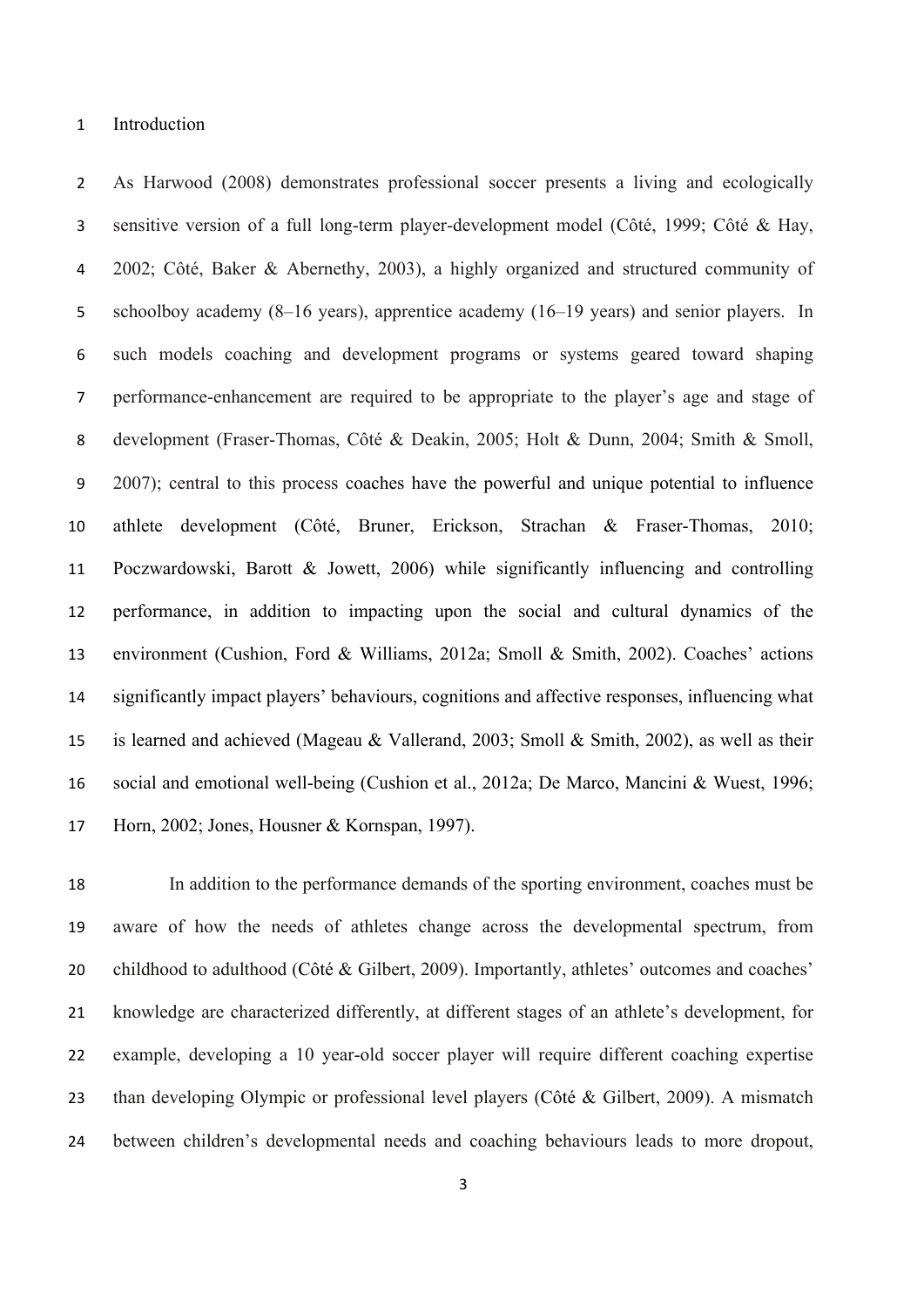# Introduction

As Harwood (2008) demonstrates professional soccer presents a living and ecologically sensitive version of a full long-term player-development model (Côté, 1999; Côté & Hay, 2002; Côté, Baker & Abernethy, 2003), a highly organized and structured community of schoolboy academy (8–16 years), apprentice academy (16–19 years) and senior players. In such models coaching and development programs or systems geared toward shaping performance-enhancement are required to be appropriate to the player's age and stage of development (Fraser-Thomas, Côté & Deakin, 2005; Holt & Dunn, 2004; Smith & Smoll, 2007); central to this process coaches have the powerful and unique potential to influence athlete development (Côté, Bruner, Erickson, Strachan & Fraser-Thomas, 2010; Poczwardowski, Barott & Jowett, 2006) while significantly influencing and controlling performance, in addition to impacting upon the social and cultural dynamics of the environment (Cushion, Ford & Williams, 2012a; Smoll & Smith, 2002). Coaches' actions significantly impact players' behaviours, cognitions and affective responses, influencing what is learned and achieved (Mageau & Vallerand, 2003; Smoll & Smith, 2002), as well as their social and emotional well-being (Cushion et al., 2012a; De Marco, Mancini & Wuest, 1996; Horn, 2002; Jones, Housner & Kornspan, 1997).

In addition to the performance demands of the sporting environment, coaches must be aware of how the needs of athletes change across the developmental spectrum, from childhood to adulthood (Côté & Gilbert, 2009). Importantly, athletes' outcomes and coaches' knowledge are characterized differently, at different stages of an athlete's development, for example, developing a 10 year-old soccer player will require different coaching expertise than developing Olympic or professional level players (Côté & Gilbert, 2009). A mismatch between children's developmental needs and coaching behaviours leads to more dropout,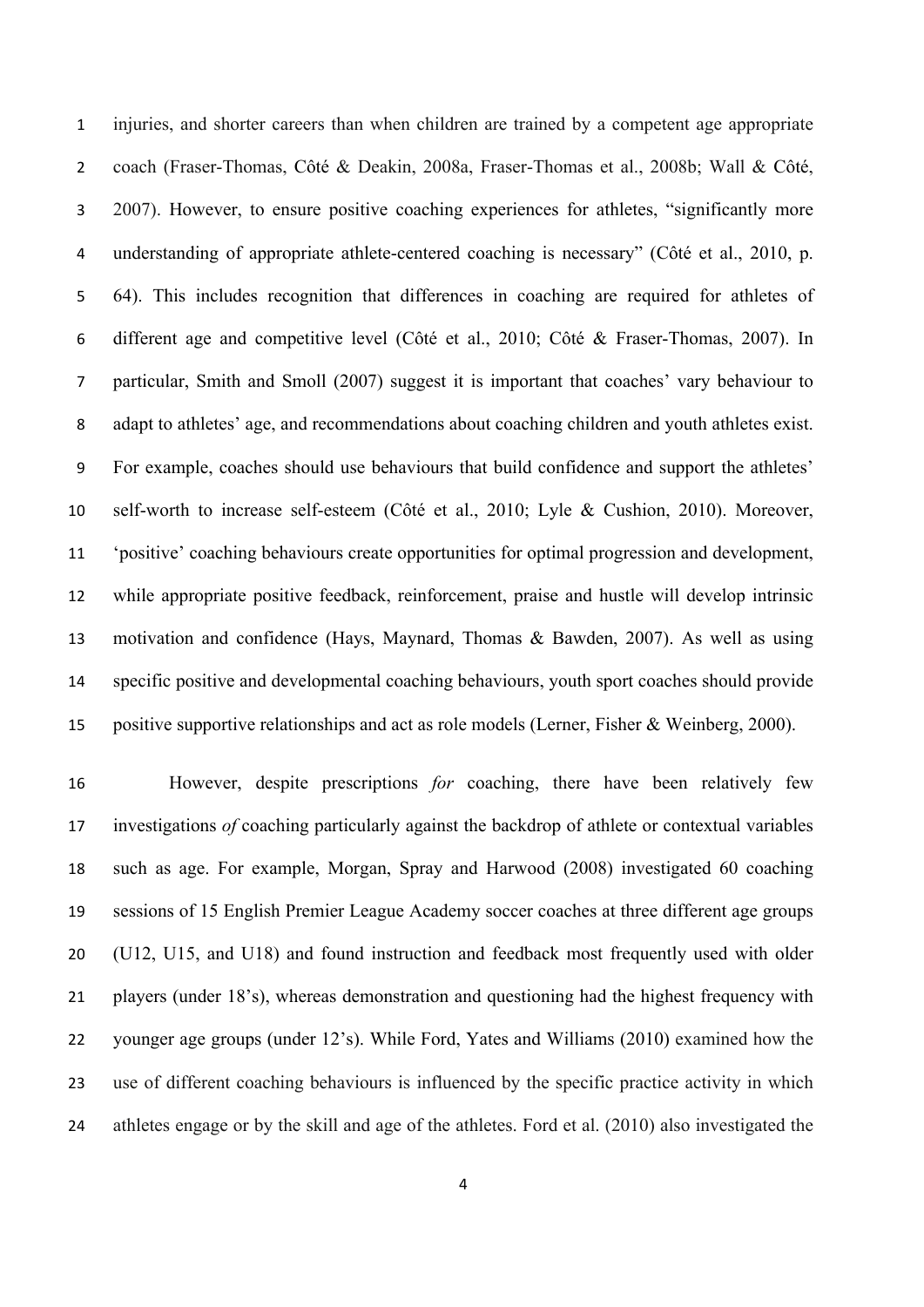injuries, and shorter careers than when children are trained by a competent age appropriate coach (Fraser-Thomas, Côté & Deakin, 2008a, Fraser-Thomas et al., 2008b; Wall & Côté, 2007). However, to ensure positive coaching experiences for athletes, "significantly more understanding of appropriate athlete-centered coaching is necessary" (Côté et al., 2010, p. 64). This includes recognition that differences in coaching are required for athletes of different age and competitive level (Côté et al., 2010; Côté & Fraser-Thomas, 2007). In particular, Smith and Smoll (2007) suggest it is important that coaches' vary behaviour to adapt to athletes' age, and recommendations about coaching children and youth athletes exist. For example, coaches should use behaviours that build confidence and support the athletes' self-worth to increase self-esteem (Côté et al., 2010; Lyle & Cushion, 2010). Moreover, 'positive' coaching behaviours create opportunities for optimal progression and development, while appropriate positive feedback, reinforcement, praise and hustle will develop intrinsic motivation and confidence (Hays, Maynard, Thomas & Bawden, 2007). As well as using specific positive and developmental coaching behaviours, youth sport coaches should provide positive supportive relationships and act as role models (Lerner, Fisher & Weinberg, 2000).

However, despite prescriptions *for* coaching, there have been relatively few investigations *of* coaching particularly against the backdrop of athlete or contextual variables such as age. For example, Morgan, Spray and Harwood (2008) investigated 60 coaching sessions of 15 English Premier League Academy soccer coaches at three different age groups (U12, U15, and U18) and found instruction and feedback most frequently used with older players (under 18's), whereas demonstration and questioning had the highest frequency with younger age groups (under 12's). While Ford, Yates and Williams (2010) examined how the use of different coaching behaviours is influenced by the specific practice activity in which athletes engage or by the skill and age of the athletes. Ford et al. (2010) also investigated the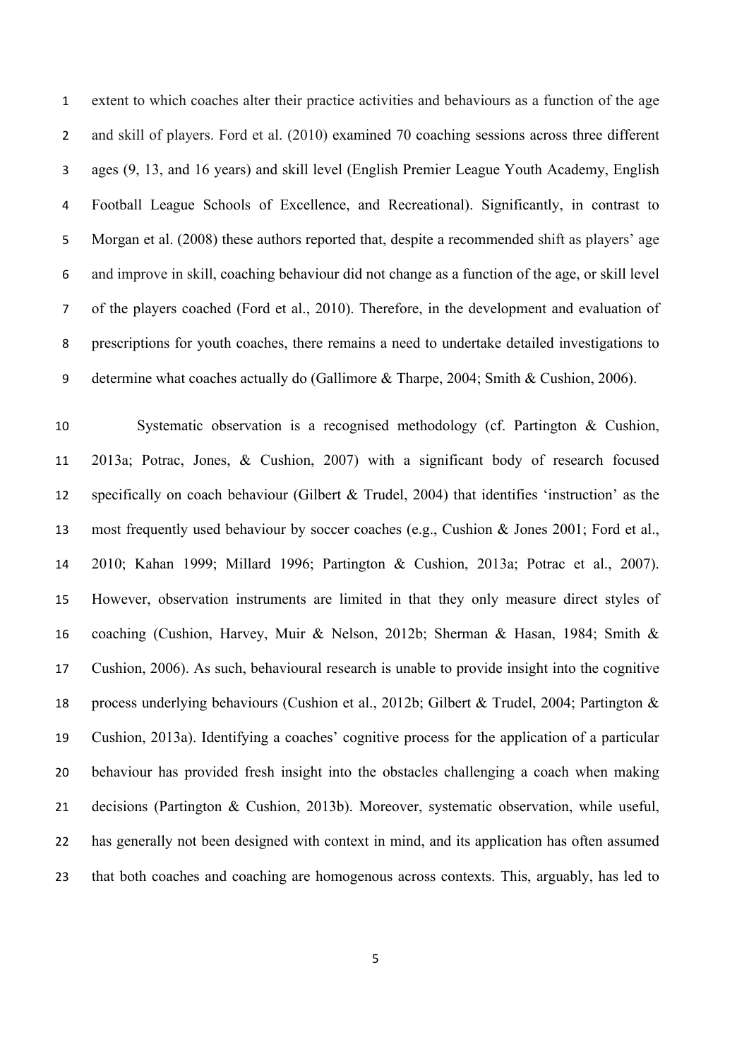extent to which coaches alter their practice activities and behaviours as a function of the age and skill of players. Ford et al. (2010) examined 70 coaching sessions across three different ages (9, 13, and 16 years) and skill level (English Premier League Youth Academy, English Football League Schools of Excellence, and Recreational). Significantly, in contrast to Morgan et al. (2008) these authors reported that, despite a recommended shift as players' age and improve in skill, coaching behaviour did not change as a function of the age, or skill level of the players coached (Ford et al., 2010). Therefore, in the development and evaluation of prescriptions for youth coaches, there remains a need to undertake detailed investigations to determine what coaches actually do (Gallimore & Tharpe, 2004; Smith & Cushion, 2006).

Systematic observation is a recognised methodology (cf. Partington & Cushion, 2013a; Potrac, Jones, & Cushion, 2007) with a significant body of research focused specifically on coach behaviour (Gilbert & Trudel, 2004) that identifies 'instruction' as the most frequently used behaviour by soccer coaches (e.g., Cushion & Jones 2001; Ford et al., 2010; Kahan 1999; Millard 1996; Partington & Cushion, 2013a; Potrac et al., 2007). However, observation instruments are limited in that they only measure direct styles of coaching (Cushion, Harvey, Muir & Nelson, 2012b; Sherman & Hasan, 1984; Smith & Cushion, 2006). As such, behavioural research is unable to provide insight into the cognitive process underlying behaviours (Cushion et al., 2012b; Gilbert & Trudel, 2004; Partington & Cushion, 2013a). Identifying a coaches' cognitive process for the application of a particular behaviour has provided fresh insight into the obstacles challenging a coach when making decisions (Partington & Cushion, 2013b). Moreover, systematic observation, while useful, has generally not been designed with context in mind, and its application has often assumed that both coaches and coaching are homogenous across contexts. This, arguably, has led to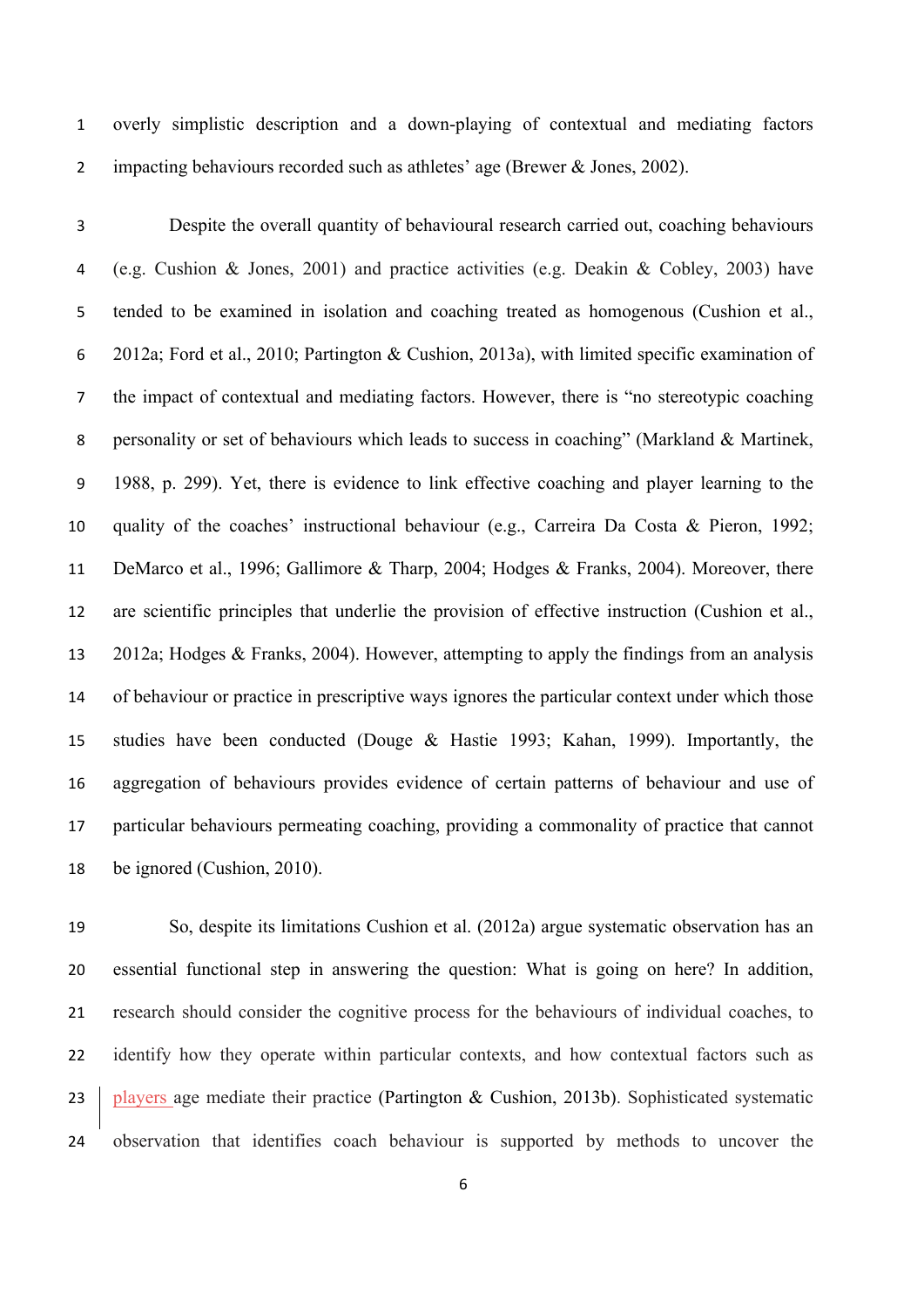overly simplistic description and a down-playing of contextual and mediating factors impacting behaviours recorded such as athletes' age (Brewer & Jones, 2002).

Despite the overall quantity of behavioural research carried out, coaching behaviours (e.g. Cushion & Jones, 2001) and practice activities (e.g. Deakin & Cobley, 2003) have tended to be examined in isolation and coaching treated as homogenous (Cushion et al., 2012a; Ford et al., 2010; Partington & Cushion, 2013a), with limited specific examination of the impact of contextual and mediating factors. However, there is "no stereotypic coaching personality or set of behaviours which leads to success in coaching" (Markland & Martinek, 1988, p. 299). Yet, there is evidence to link effective coaching and player learning to the quality of the coaches' instructional behaviour (e.g., Carreira Da Costa & Pieron, 1992; DeMarco et al., 1996; Gallimore & Tharp, 2004; Hodges & Franks, 2004). Moreover, there are scientific principles that underlie the provision of effective instruction (Cushion et al., 2012a; Hodges & Franks, 2004). However, attempting to apply the findings from an analysis of behaviour or practice in prescriptive ways ignores the particular context under which those studies have been conducted (Douge & Hastie 1993; Kahan, 1999). Importantly, the aggregation of behaviours provides evidence of certain patterns of behaviour and use of particular behaviours permeating coaching, providing a commonality of practice that cannot be ignored (Cushion, 2010).

So, despite its limitations Cushion et al. (2012a) argue systematic observation has an essential functional step in answering the question: What is going on here? In addition, research should consider the cognitive process for the behaviours of individual coaches, to identify how they operate within particular contexts, and how contextual factors such as players age mediate their practice (Partington & Cushion, 2013b). Sophisticated systematic observation that identifies coach behaviour is supported by methods to uncover the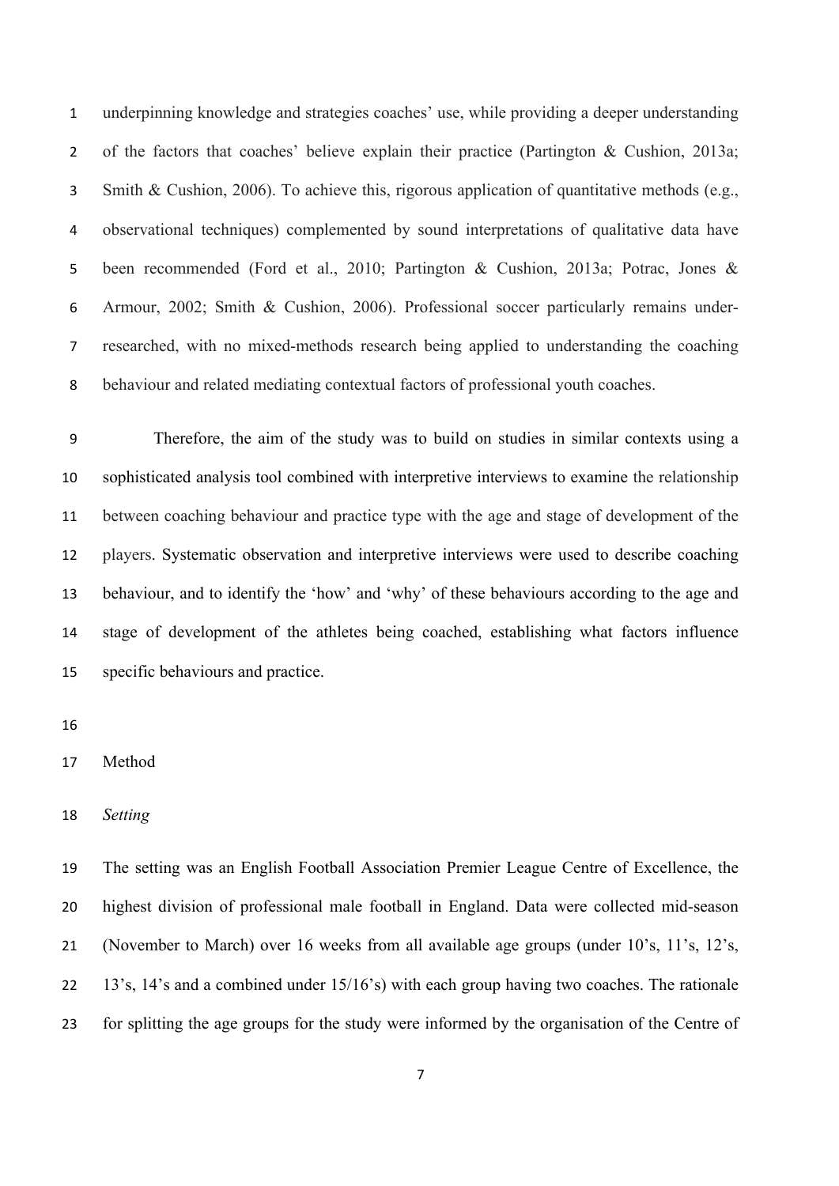underpinning knowledge and strategies coaches' use, while providing a deeper understanding of the factors that coaches' believe explain their practice (Partington & Cushion, 2013a; Smith & Cushion, 2006). To achieve this, rigorous application of quantitative methods (e.g., observational techniques) complemented by sound interpretations of qualitative data have been recommended (Ford et al., 2010; Partington & Cushion, 2013a; Potrac, Jones & Armour, 2002; Smith & Cushion, 2006). Professional soccer particularly remains under-researched, with no mixed-methods research being applied to understanding the coaching behaviour and related mediating contextual factors of professional youth coaches.

Therefore, the aim of the study was to build on studies in similar contexts using a sophisticated analysis tool combined with interpretive interviews to examine the relationship between coaching behaviour and practice type with the age and stage of development of the players. Systematic observation and interpretive interviews were used to describe coaching behaviour, and to identify the 'how' and 'why' of these behaviours according to the age and stage of development of the athletes being coached, establishing what factors influence specific behaviours and practice.

## Method

### *Setting*

The setting was an English Football Association Premier League Centre of Excellence, the highest division of professional male football in England. Data were collected mid-season (November to March) over 16 weeks from all available age groups (under 10's, 11's, 12's, 13's, 14's and a combined under 15/16's) with each group having two coaches. The rationale for splitting the age groups for the study were informed by the organisation of the Centre of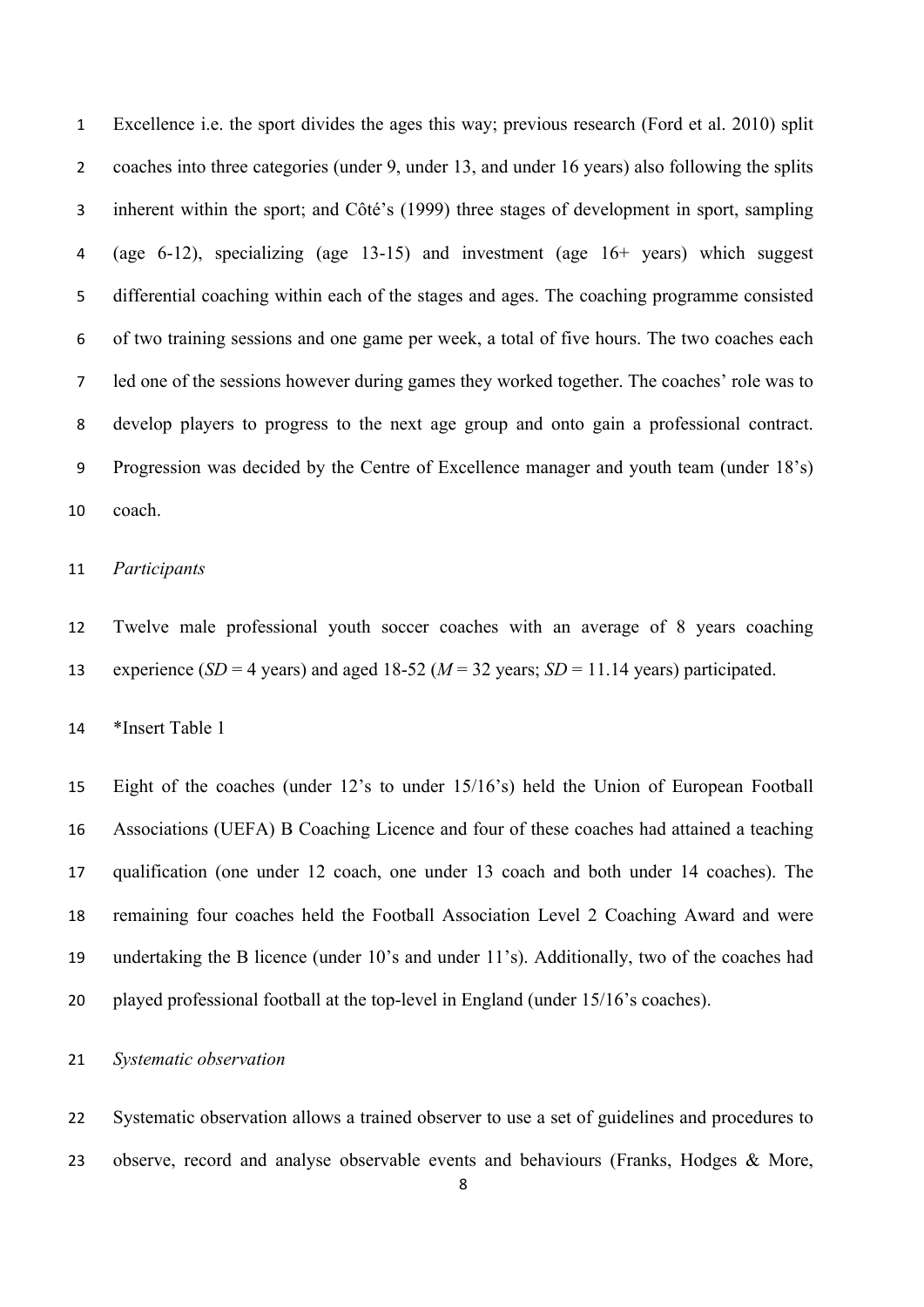Excellence i.e. the sport divides the ages this way; previous research (Ford et al. 2010) split coaches into three categories (under 9, under 13, and under 16 years) also following the splits inherent within the sport; and Côté's (1999) three stages of development in sport, sampling (age 6-12), specializing (age 13-15) and investment (age 16+ years) which suggest differential coaching within each of the stages and ages. The coaching programme consisted of two training sessions and one game per week, a total of five hours. The two coaches each led one of the sessions however during games they worked together. The coaches' role was to develop players to progress to the next age group and onto gain a professional contract. Progression was decided by the Centre of Excellence manager and youth team (under 18's) coach.

*Participants*

Twelve male professional youth soccer coaches with an average of 8 years coaching experience (*SD* = 4 years) and aged 18-52 (*M* = 32 years; *SD* = 11.14 years) participated.

*Insert Table 1

Eight of the coaches (under 12's to under 15/16's) held the Union of European Football Associations (UEFA) B Coaching Licence and four of these coaches had attained a teaching qualification (one under 12 coach, one under 13 coach and both under 14 coaches). The remaining four coaches held the Football Association Level 2 Coaching Award and were undertaking the B licence (under 10's and under 11's). Additionally, two of the coaches had played professional football at the top-level in England (under 15/16's coaches).

*Systematic observation*

Systematic observation allows a trained observer to use a set of guidelines and procedures to observe, record and analyse observable events and behaviours (Franks, Hodges & More,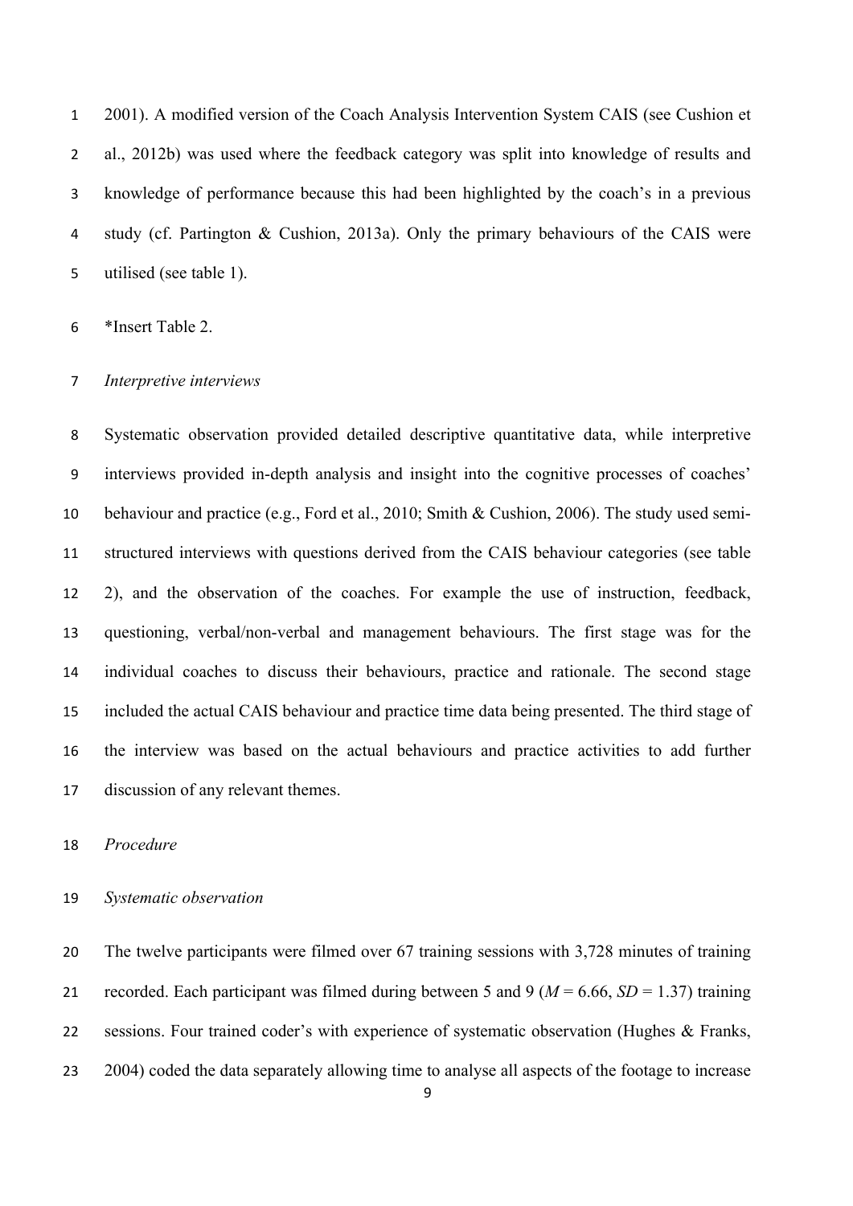2001). A modified version of the Coach Analysis Intervention System CAIS (see Cushion et al., 2012b) was used where the feedback category was split into knowledge of results and knowledge of performance because this had been highlighted by the coach's in a previous study (cf. Partington & Cushion, 2013a). Only the primary behaviours of the CAIS were utilised (see table 1).

*Insert Table 2.

*Interpretive interviews*

Systematic observation provided detailed descriptive quantitative data, while interpretive interviews provided in-depth analysis and insight into the cognitive processes of coaches' behaviour and practice (e.g., Ford et al., 2010; Smith & Cushion, 2006). The study used semi-structured interviews with questions derived from the CAIS behaviour categories (see table 2), and the observation of the coaches. For example the use of instruction, feedback, questioning, verbal/non-verbal and management behaviours. The first stage was for the individual coaches to discuss their behaviours, practice and rationale. The second stage included the actual CAIS behaviour and practice time data being presented. The third stage of the interview was based on the actual behaviours and practice activities to add further discussion of any relevant themes.

*Procedure*

*Systematic observation*

The twelve participants were filmed over 67 training sessions with 3,728 minutes of training recorded. Each participant was filmed during between 5 and 9 ($M$ = 6.66, $SD$ = 1.37) training sessions. Four trained coder's with experience of systematic observation (Hughes & Franks, 2004) coded the data separately allowing time to analyse all aspects of the footage to increase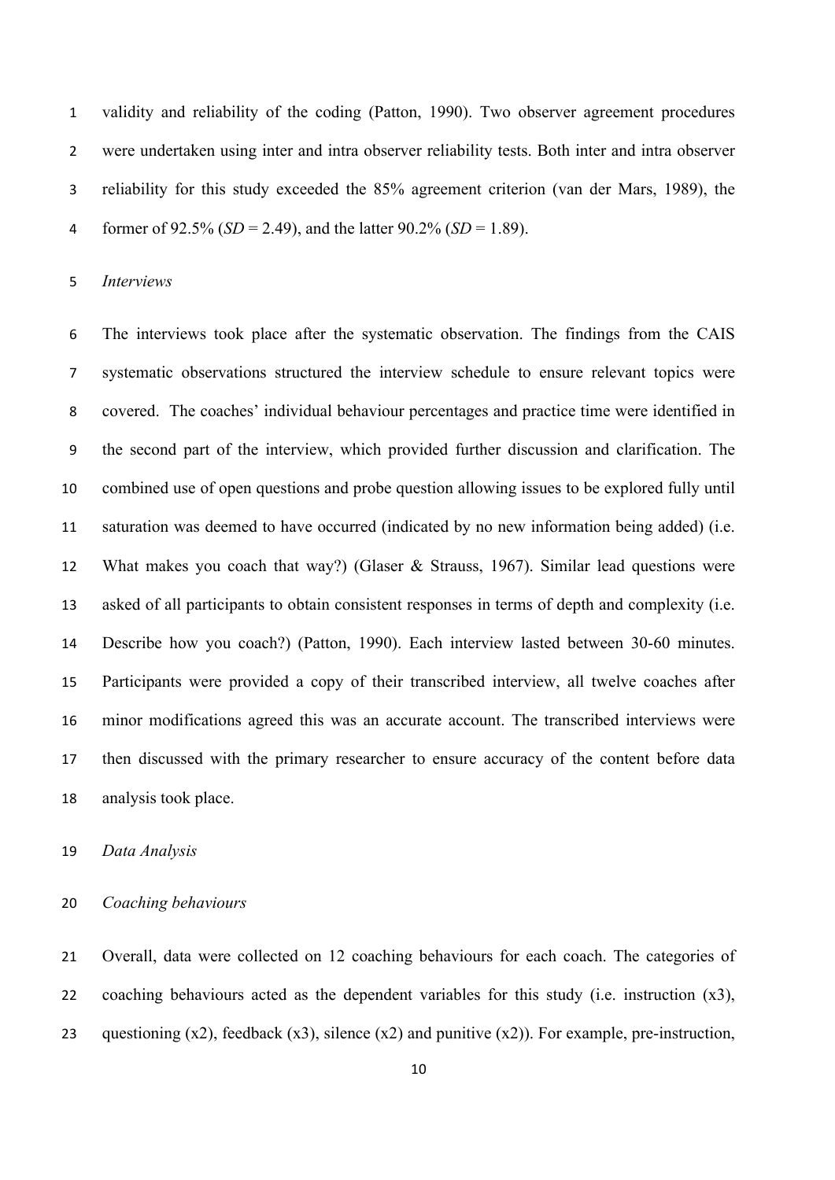validity and reliability of the coding (Patton, 1990). Two observer agreement procedures were undertaken using inter and intra observer reliability tests. Both inter and intra observer reliability for this study exceeded the 85% agreement criterion (van der Mars, 1989), the former of 92.5% (*SD* = 2.49), and the latter 90.2% (*SD* = 1.89).

*Interviews*

The interviews took place after the systematic observation. The findings from the CAIS systematic observations structured the interview schedule to ensure relevant topics were covered. The coaches' individual behaviour percentages and practice time were identified in the second part of the interview, which provided further discussion and clarification. The combined use of open questions and probe question allowing issues to be explored fully until saturation was deemed to have occurred (indicated by no new information being added) (i.e. What makes you coach that way?) (Glaser & Strauss, 1967). Similar lead questions were asked of all participants to obtain consistent responses in terms of depth and complexity (i.e. Describe how you coach?) (Patton, 1990). Each interview lasted between 30-60 minutes. Participants were provided a copy of their transcribed interview, all twelve coaches after minor modifications agreed this was an accurate account. The transcribed interviews were then discussed with the primary researcher to ensure accuracy of the content before data analysis took place.

*Data Analysis*

*Coaching behaviours*

Overall, data were collected on 12 coaching behaviours for each coach. The categories of coaching behaviours acted as the dependent variables for this study (i.e. instruction (x3), questioning (x2), feedback (x3), silence (x2) and punitive (x2)). For example, pre-instruction,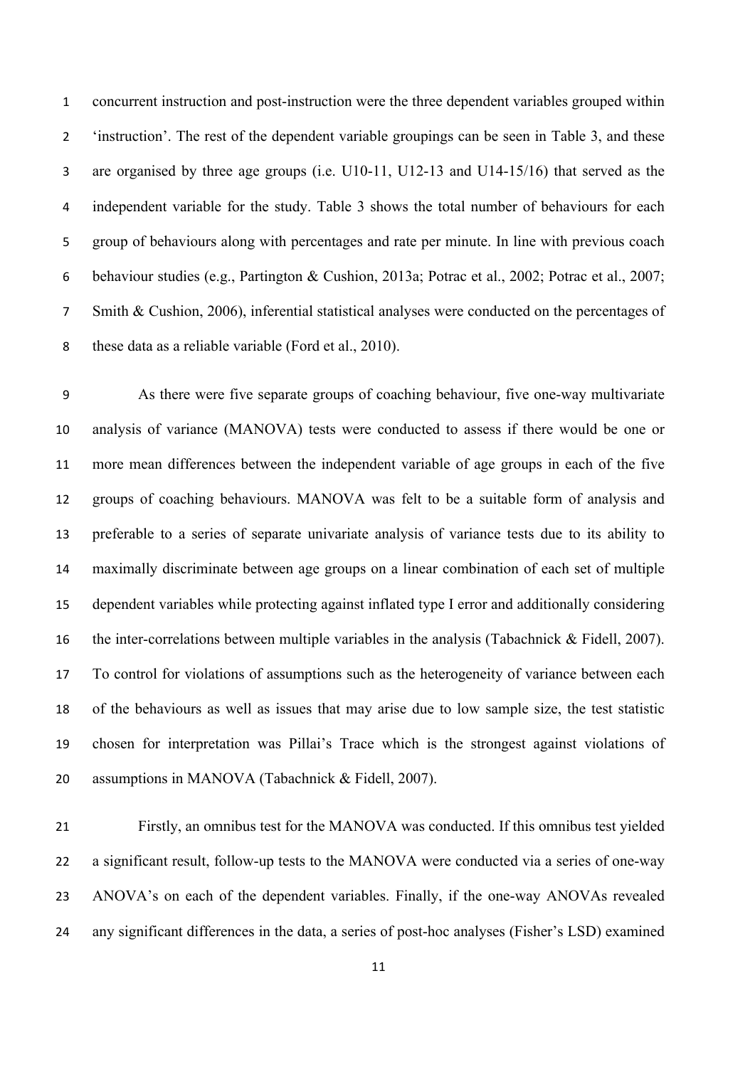concurrent instruction and post-instruction were the three dependent variables grouped within 'instruction'. The rest of the dependent variable groupings can be seen in Table 3, and these are organised by three age groups (i.e. U10-11, U12-13 and U14-15/16) that served as the independent variable for the study. Table 3 shows the total number of behaviours for each group of behaviours along with percentages and rate per minute. In line with previous coach behaviour studies (e.g., Partington & Cushion, 2013a; Potrac et al., 2002; Potrac et al., 2007; Smith & Cushion, 2006), inferential statistical analyses were conducted on the percentages of these data as a reliable variable (Ford et al., 2010).

As there were five separate groups of coaching behaviour, five one-way multivariate analysis of variance (MANOVA) tests were conducted to assess if there would be one or more mean differences between the independent variable of age groups in each of the five groups of coaching behaviours. MANOVA was felt to be a suitable form of analysis and preferable to a series of separate univariate analysis of variance tests due to its ability to maximally discriminate between age groups on a linear combination of each set of multiple dependent variables while protecting against inflated type I error and additionally considering the inter-correlations between multiple variables in the analysis (Tabachnick & Fidell, 2007). To control for violations of assumptions such as the heterogeneity of variance between each of the behaviours as well as issues that may arise due to low sample size, the test statistic chosen for interpretation was Pillai's Trace which is the strongest against violations of assumptions in MANOVA (Tabachnick & Fidell, 2007).

Firstly, an omnibus test for the MANOVA was conducted. If this omnibus test yielded a significant result, follow-up tests to the MANOVA were conducted via a series of one-way ANOVA's on each of the dependent variables. Finally, if the one-way ANOVAs revealed any significant differences in the data, a series of post-hoc analyses (Fisher's LSD) examined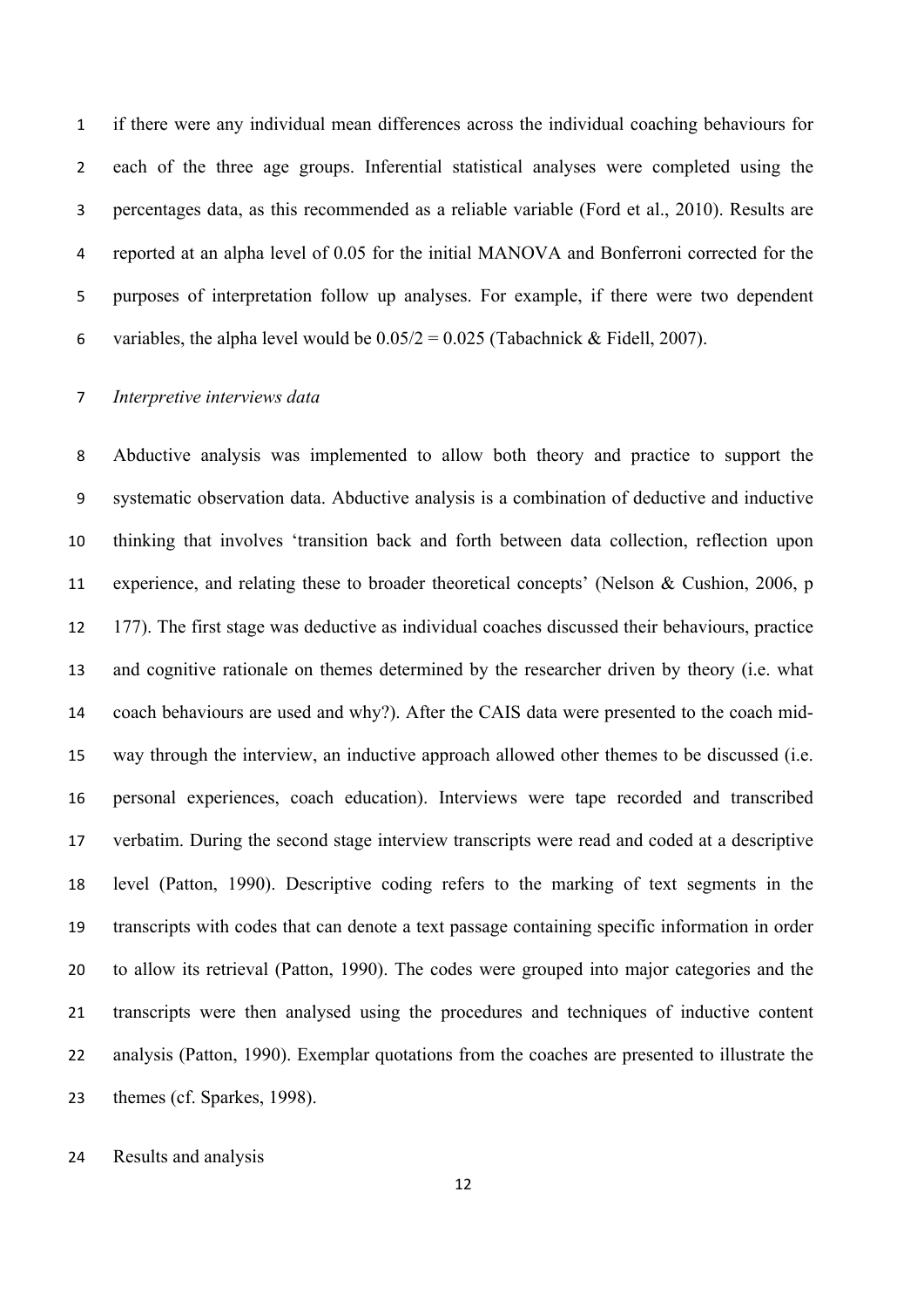if there were any individual mean differences across the individual coaching behaviours for each of the three age groups. Inferential statistical analyses were completed using the percentages data, as this recommended as a reliable variable (Ford et al., 2010). Results are reported at an alpha level of 0.05 for the initial MANOVA and Bonferroni corrected for the purposes of interpretation follow up analyses. For example, if there were two dependent variables, the alpha level would be $0.05/2 = 0.025$ (Tabachnick & Fidell, 2007).

*Interpretive interviews data*

Abductive analysis was implemented to allow both theory and practice to support the systematic observation data. Abductive analysis is a combination of deductive and inductive thinking that involves 'transition back and forth between data collection, reflection upon experience, and relating these to broader theoretical concepts' (Nelson & Cushion, 2006, p 177). The first stage was deductive as individual coaches discussed their behaviours, practice and cognitive rationale on themes determined by the researcher driven by theory (i.e. what coach behaviours are used and why?). After the CAIS data were presented to the coach mid-way through the interview, an inductive approach allowed other themes to be discussed (i.e. personal experiences, coach education). Interviews were tape recorded and transcribed verbatim. During the second stage interview transcripts were read and coded at a descriptive level (Patton, 1990). Descriptive coding refers to the marking of text segments in the transcripts with codes that can denote a text passage containing specific information in order to allow its retrieval (Patton, 1990). The codes were grouped into major categories and the transcripts were then analysed using the procedures and techniques of inductive content analysis (Patton, 1990). Exemplar quotations from the coaches are presented to illustrate the themes (cf. Sparkes, 1998).

Results and analysis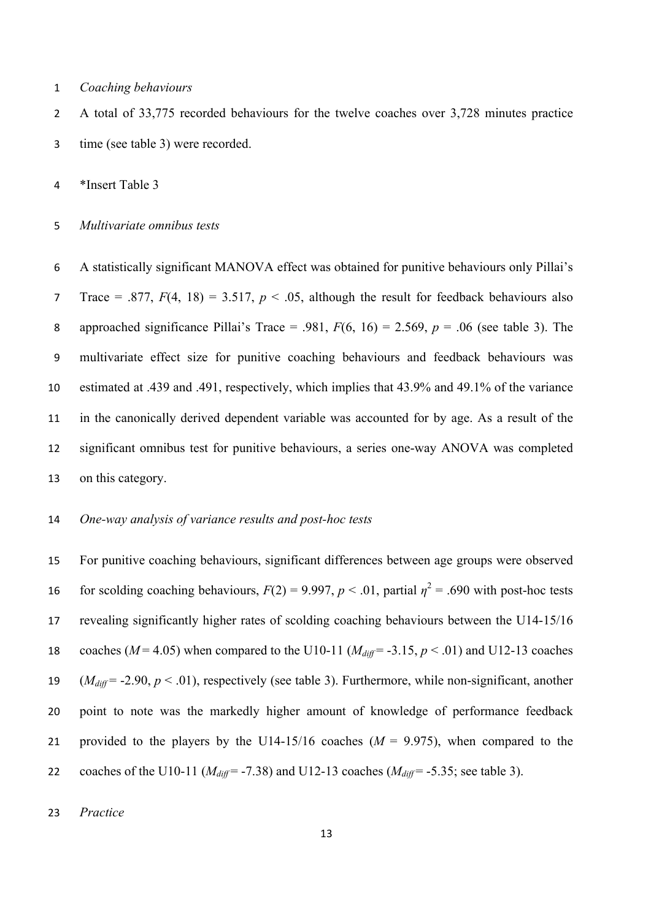*Coaching behaviours*

A total of 33,775 recorded behaviours for the twelve coaches over 3,728 minutes practice time (see table 3) were recorded.

*Insert Table 3

*Multivariate omnibus tests*

A statistically significant MANOVA effect was obtained for punitive behaviours only Pillai's Trace = .877, $F(4, 18) = 3.517$, $p < .05$, although the result for feedback behaviours also approached significance Pillai's Trace = .981, $F(6, 16) = 2.569$, $p = .06$ (see table 3). The multivariate effect size for punitive coaching behaviours and feedback behaviours was estimated at .439 and .491, respectively, which implies that 43.9% and 49.1% of the variance in the canonically derived dependent variable was accounted for by age. As a result of the significant omnibus test for punitive behaviours, a series one-way ANOVA was completed on this category.

*One-way analysis of variance results and post-hoc tests*

For punitive coaching behaviours, significant differences between age groups were observed for scolding coaching behaviours, $F(2) = 9.997$, $p < .01$, partial $\eta^2 = .690$ with post-hoc tests revealing significantly higher rates of scolding coaching behaviours between the U14-15/16 coaches ($M = 4.05$) when compared to the U10-11 ($M_{diff} = -3.15$, $p < .01$) and U12-13 coaches ($M_{diff} = -2.90$, $p < .01$), respectively (see table 3). Furthermore, while non-significant, another point to note was the markedly higher amount of knowledge of performance feedback provided to the players by the U14-15/16 coaches ($M = 9.975$), when compared to the coaches of the U10-11 ($M_{diff} = -7.38$) and U12-13 coaches ($M_{diff} = -5.35$; see table 3).

*Practice*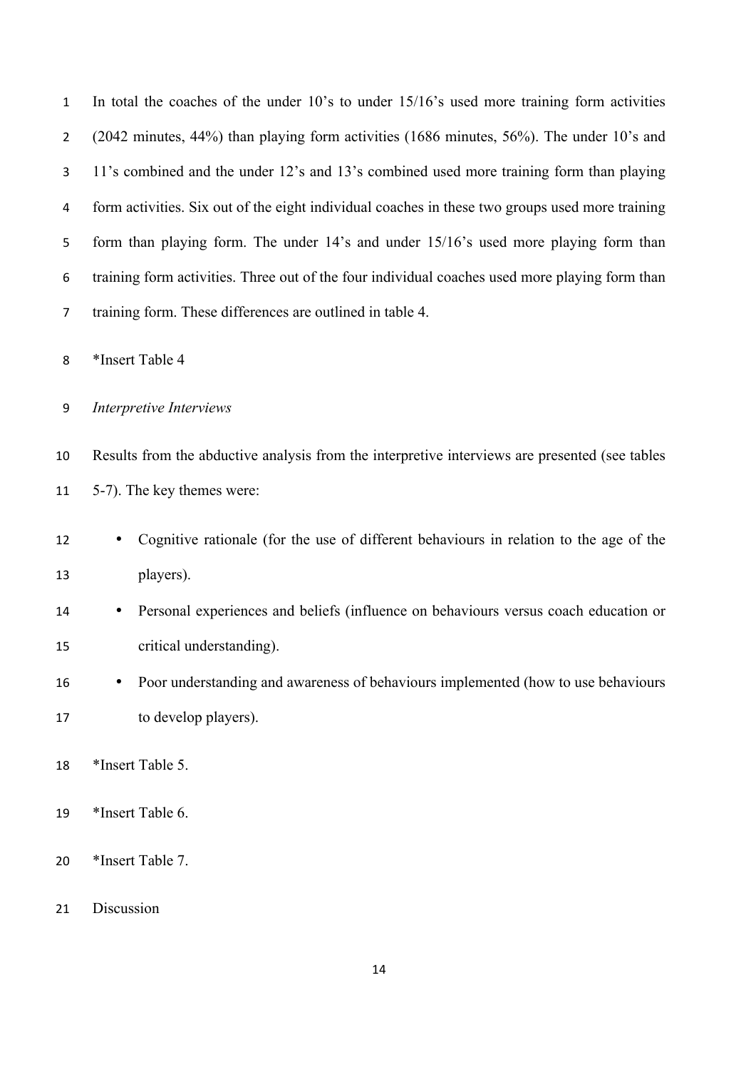In total the coaches of the under 10's to under 15/16's used more training form activities (2042 minutes, 44%) than playing form activities (1686 minutes, 56%). The under 10's and 11's combined and the under 12's and 13's combined used more training form than playing form activities. Six out of the eight individual coaches in these two groups used more training form than playing form. The under 14's and under 15/16's used more playing form than training form activities. Three out of the four individual coaches used more playing form than training form. These differences are outlined in table 4.

*Insert Table 4

*Interpretive Interviews*

Results from the abductive analysis from the interpretive interviews are presented (see tables 5-7). The key themes were:

- Cognitive rationale (for the use of different behaviours in relation to the age of the players).
- Personal experiences and beliefs (influence on behaviours versus coach education or critical understanding).
- Poor understanding and awareness of behaviours implemented (how to use behaviours to develop players).

*Insert Table 5.

*Insert Table 6.

*Insert Table 7.

Discussion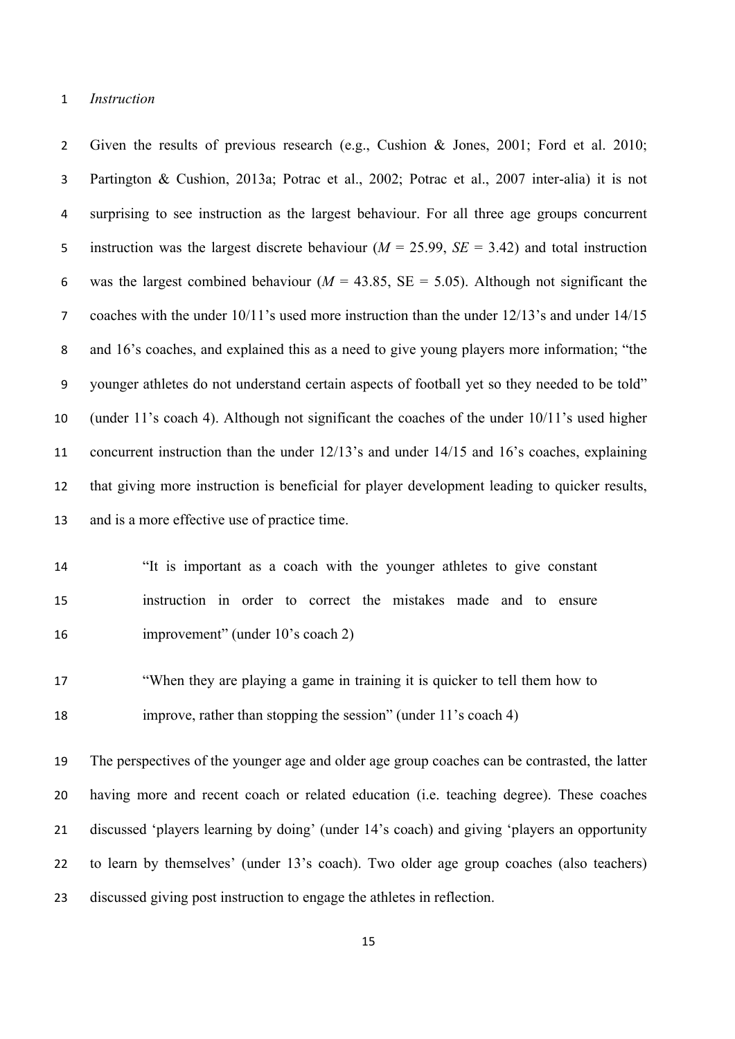*Instruction*

Given the results of previous research (e.g., Cushion & Jones, 2001; Ford et al. 2010; Partington & Cushion, 2013a; Potrac et al., 2002; Potrac et al., 2007 inter-alia) it is not surprising to see instruction as the largest behaviour. For all three age groups concurrent instruction was the largest discrete behaviour ($M$ = 25.99, $SE$ = 3.42) and total instruction was the largest combined behaviour ($M$ = 43.85, SE = 5.05). Although not significant the coaches with the under 10/11's used more instruction than the under 12/13's and under 14/15 and 16's coaches, and explained this as a need to give young players more information; "the younger athletes do not understand certain aspects of football yet so they needed to be told" (under 11's coach 4). Although not significant the coaches of the under 10/11's used higher concurrent instruction than the under 12/13's and under 14/15 and 16's coaches, explaining that giving more instruction is beneficial for player development leading to quicker results, and is a more effective use of practice time.

> "It is important as a coach with the younger athletes to give constant instruction in order to correct the mistakes made and to ensure improvement" (under 10's coach 2)

> "When they are playing a game in training it is quicker to tell them how to improve, rather than stopping the session" (under 11's coach 4)

The perspectives of the younger age and older age group coaches can be contrasted, the latter having more and recent coach or related education (i.e. teaching degree). These coaches discussed 'players learning by doing' (under 14's coach) and giving 'players an opportunity to learn by themselves' (under 13's coach). Two older age group coaches (also teachers) discussed giving post instruction to engage the athletes in reflection.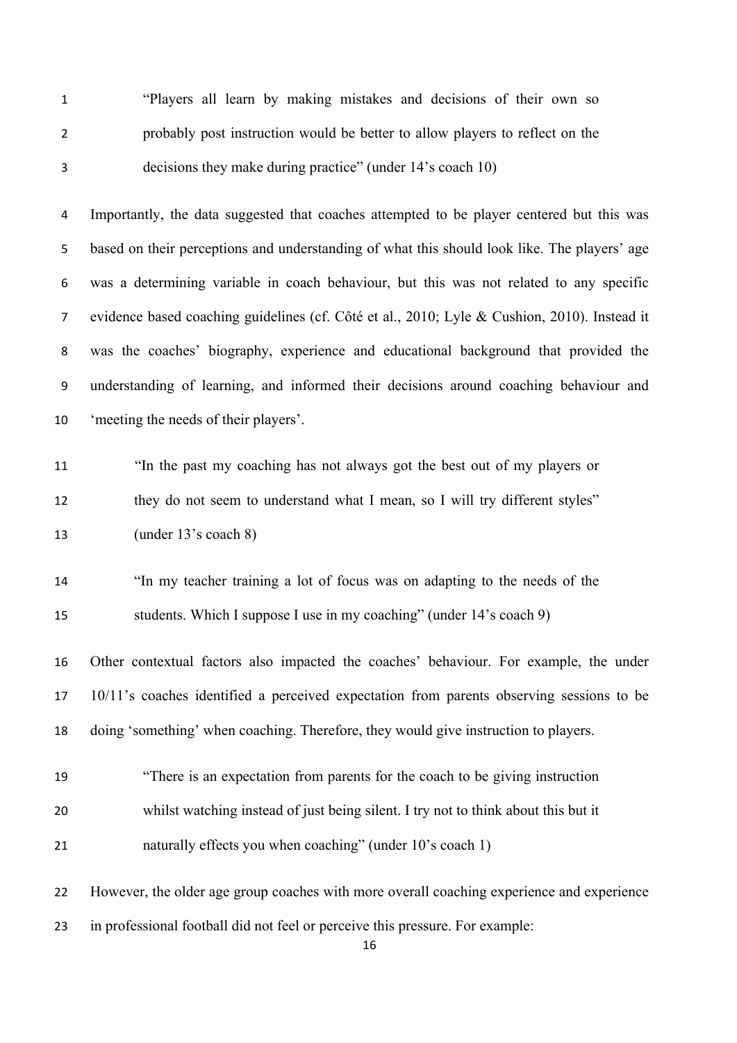> "Players all learn by making mistakes and decisions of their own so probably post instruction would be better to allow players to reflect on the decisions they make during practice" (under 14's coach 10)

Importantly, the data suggested that coaches attempted to be player centered but this was based on their perceptions and understanding of what this should look like. The players' age was a determining variable in coach behaviour, but this was not related to any specific evidence based coaching guidelines (cf. Côté et al., 2010; Lyle & Cushion, 2010). Instead it was the coaches' biography, experience and educational background that provided the understanding of learning, and informed their decisions around coaching behaviour and 'meeting the needs of their players'.

> "In the past my coaching has not always got the best out of my players or they do not seem to understand what I mean, so I will try different styles" (under 13's coach 8)

> "In my teacher training a lot of focus was on adapting to the needs of the students. Which I suppose I use in my coaching" (under 14's coach 9)

Other contextual factors also impacted the coaches' behaviour. For example, the under 10/11's coaches identified a perceived expectation from parents observing sessions to be doing 'something' when coaching. Therefore, they would give instruction to players.

> "There is an expectation from parents for the coach to be giving instruction whilst watching instead of just being silent. I try not to think about this but it naturally effects you when coaching" (under 10's coach 1)

However, the older age group coaches with more overall coaching experience and experience in professional football did not feel or perceive this pressure. For example: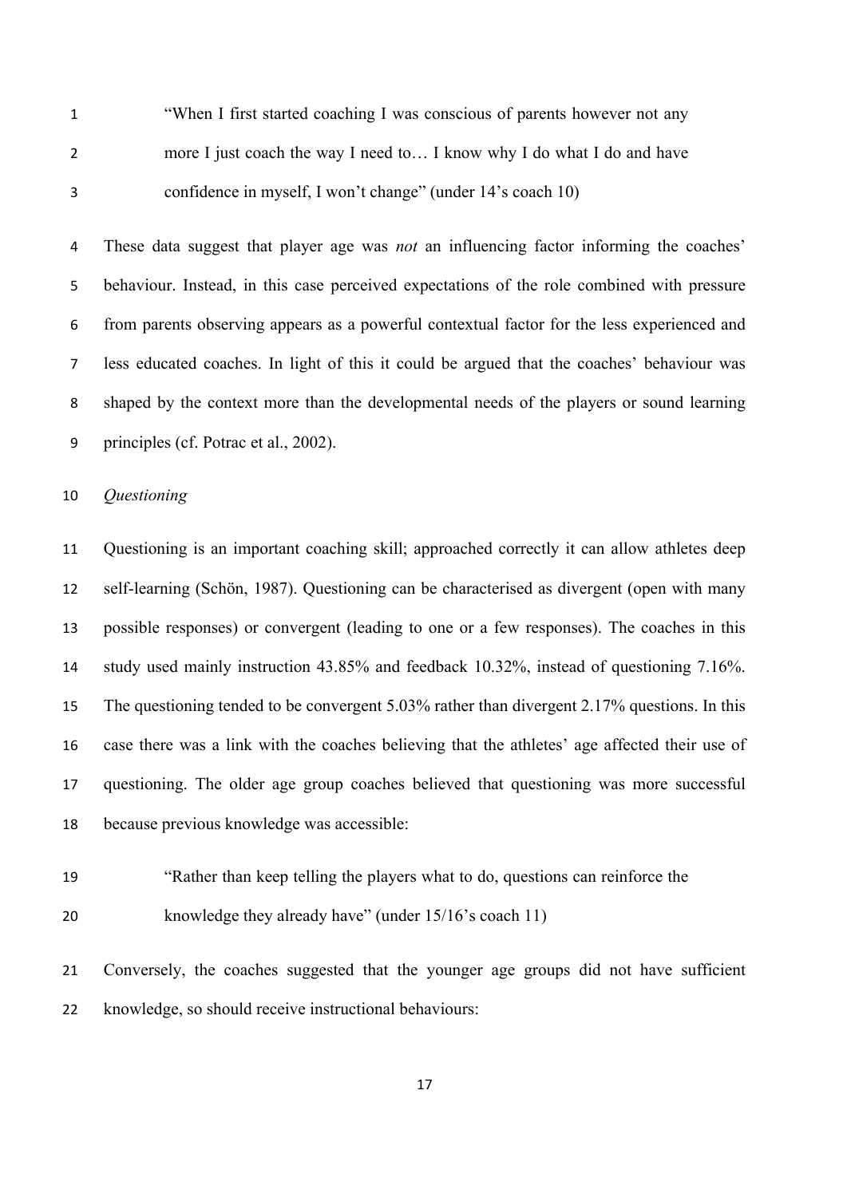> "When I first started coaching I was conscious of parents however not any more I just coach the way I need to… I know why I do what I do and have confidence in myself, I won't change" (under 14's coach 10)

These data suggest that player age was *not* an influencing factor informing the coaches' behaviour. Instead, in this case perceived expectations of the role combined with pressure from parents observing appears as a powerful contextual factor for the less experienced and less educated coaches. In light of this it could be argued that the coaches' behaviour was shaped by the context more than the developmental needs of the players or sound learning principles (cf. Potrac et al., 2002).

*Questioning*

Questioning is an important coaching skill; approached correctly it can allow athletes deep self-learning (Schön, 1987). Questioning can be characterised as divergent (open with many possible responses) or convergent (leading to one or a few responses). The coaches in this study used mainly instruction 43.85% and feedback 10.32%, instead of questioning 7.16%. The questioning tended to be convergent 5.03% rather than divergent 2.17% questions. In this case there was a link with the coaches believing that the athletes' age affected their use of questioning. The older age group coaches believed that questioning was more successful because previous knowledge was accessible:

> "Rather than keep telling the players what to do, questions can reinforce the knowledge they already have" (under 15/16's coach 11)

Conversely, the coaches suggested that the younger age groups did not have sufficient knowledge, so should receive instructional behaviours: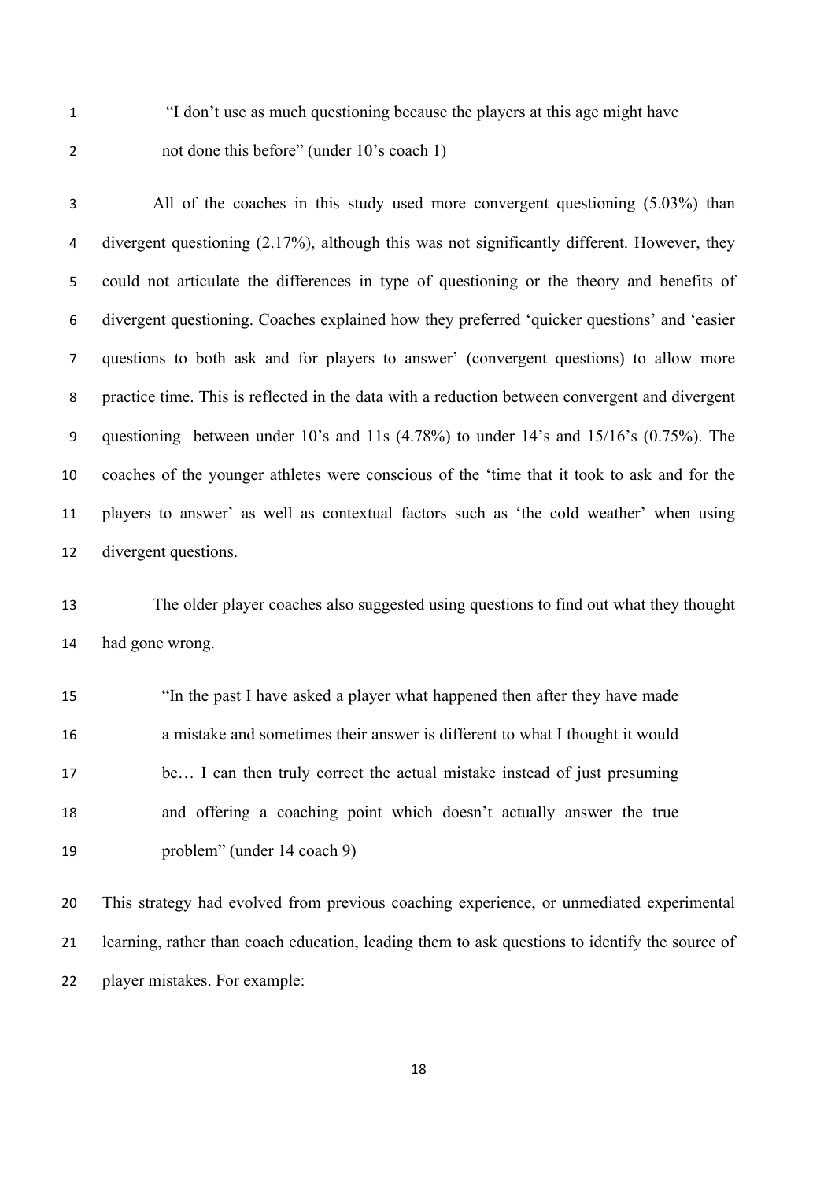> "I don't use as much questioning because the players at this age might have not done this before" (under 10's coach 1)

All of the coaches in this study used more convergent questioning (5.03%) than divergent questioning (2.17%), although this was not significantly different. However, they could not articulate the differences in type of questioning or the theory and benefits of divergent questioning. Coaches explained how they preferred 'quicker questions' and 'easier questions to both ask and for players to answer' (convergent questions) to allow more practice time. This is reflected in the data with a reduction between convergent and divergent questioning between under 10's and 11s (4.78%) to under 14's and 15/16's (0.75%). The coaches of the younger athletes were conscious of the 'time that it took to ask and for the players to answer' as well as contextual factors such as 'the cold weather' when using divergent questions.

The older player coaches also suggested using questions to find out what they thought had gone wrong.

> "In the past I have asked a player what happened then after they have made a mistake and sometimes their answer is different to what I thought it would be… I can then truly correct the actual mistake instead of just presuming and offering a coaching point which doesn't actually answer the true problem" (under 14 coach 9)

This strategy had evolved from previous coaching experience, or unmediated experimental learning, rather than coach education, leading them to ask questions to identify the source of player mistakes. For example: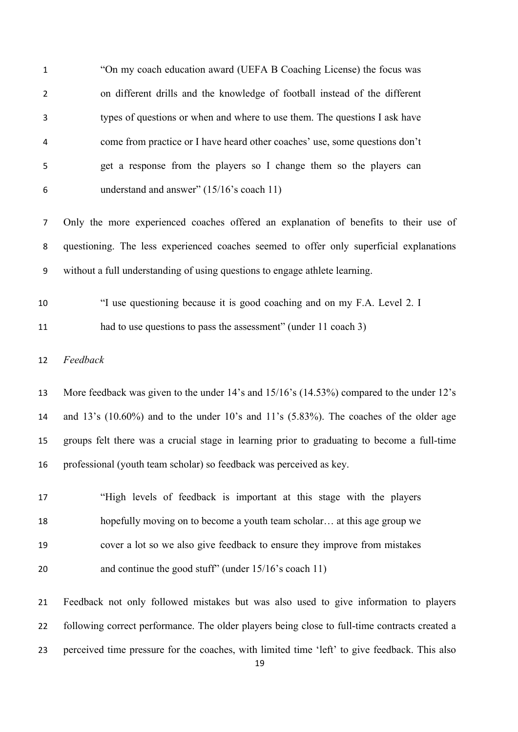> "On my coach education award (UEFA B Coaching License) the focus was on different drills and the knowledge of football instead of the different types of questions or when and where to use them. The questions I ask have come from practice or I have heard other coaches' use, some questions don't get a response from the players so I change them so the players can understand and answer" (15/16's coach 11)

Only the more experienced coaches offered an explanation of benefits to their use of questioning. The less experienced coaches seemed to offer only superficial explanations without a full understanding of using questions to engage athlete learning.

> "I use questioning because it is good coaching and on my F.A. Level 2. I had to use questions to pass the assessment" (under 11 coach 3)

*Feedback*

More feedback was given to the under 14's and 15/16's (14.53%) compared to the under 12's and 13's (10.60%) and to the under 10's and 11's (5.83%). The coaches of the older age groups felt there was a crucial stage in learning prior to graduating to become a full-time professional (youth team scholar) so feedback was perceived as key.

> "High levels of feedback is important at this stage with the players hopefully moving on to become a youth team scholar… at this age group we cover a lot so we also give feedback to ensure they improve from mistakes and continue the good stuff" (under 15/16's coach 11)

Feedback not only followed mistakes but was also used to give information to players following correct performance. The older players being close to full-time contracts created a perceived time pressure for the coaches, with limited time 'left' to give feedback. This also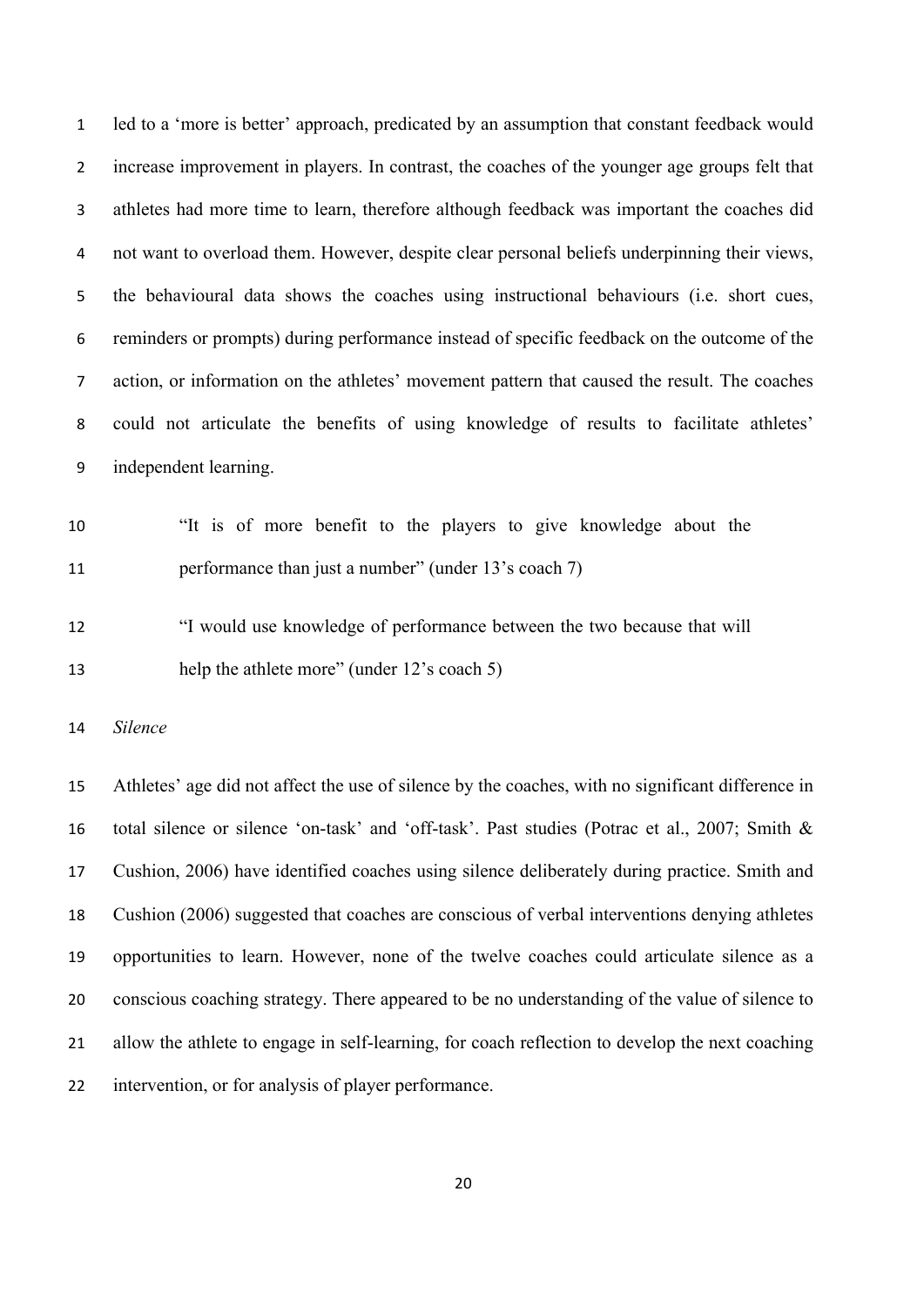led to a 'more is better' approach, predicated by an assumption that constant feedback would increase improvement in players. In contrast, the coaches of the younger age groups felt that athletes had more time to learn, therefore although feedback was important the coaches did not want to overload them. However, despite clear personal beliefs underpinning their views, the behavioural data shows the coaches using instructional behaviours (i.e. short cues, reminders or prompts) during performance instead of specific feedback on the outcome of the action, or information on the athletes' movement pattern that caused the result. The coaches could not articulate the benefits of using knowledge of results to facilitate athletes' independent learning.

> "It is of more benefit to the players to give knowledge about the performance than just a number" (under 13's coach 7)

> "I would use knowledge of performance between the two because that will help the athlete more" (under 12's coach 5)

*Silence*

Athletes' age did not affect the use of silence by the coaches, with no significant difference in total silence or silence 'on-task' and 'off-task'. Past studies (Potrac et al., 2007; Smith & Cushion, 2006) have identified coaches using silence deliberately during practice. Smith and Cushion (2006) suggested that coaches are conscious of verbal interventions denying athletes opportunities to learn. However, none of the twelve coaches could articulate silence as a conscious coaching strategy. There appeared to be no understanding of the value of silence to allow the athlete to engage in self-learning, for coach reflection to develop the next coaching intervention, or for analysis of player performance.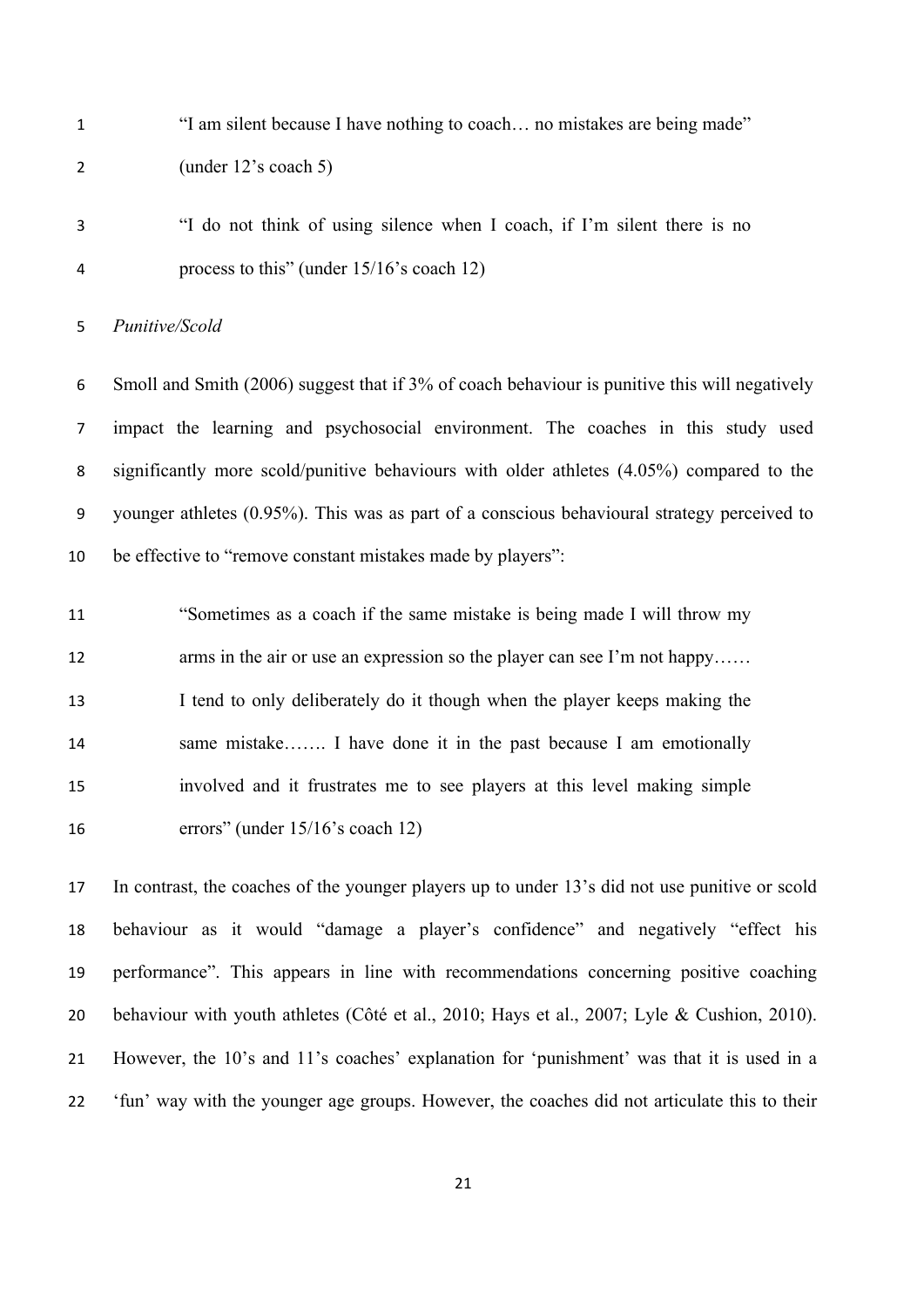> "I am silent because I have nothing to coach… no mistakes are being made" (under 12's coach 5)

> "I do not think of using silence when I coach, if I'm silent there is no process to this" (under 15/16's coach 12)

*Punitive/Scold*

Smoll and Smith (2006) suggest that if 3% of coach behaviour is punitive this will negatively impact the learning and psychosocial environment. The coaches in this study used significantly more scold/punitive behaviours with older athletes (4.05%) compared to the younger athletes (0.95%). This was as part of a conscious behavioural strategy perceived to be effective to "remove constant mistakes made by players":

> "Sometimes as a coach if the same mistake is being made I will throw my arms in the air or use an expression so the player can see I'm not happy…… I tend to only deliberately do it though when the player keeps making the same mistake……. I have done it in the past because I am emotionally involved and it frustrates me to see players at this level making simple errors" (under 15/16's coach 12)

In contrast, the coaches of the younger players up to under 13's did not use punitive or scold behaviour as it would "damage a player's confidence" and negatively "effect his performance". This appears in line with recommendations concerning positive coaching behaviour with youth athletes (Côté et al., 2010; Hays et al., 2007; Lyle & Cushion, 2010). However, the 10's and 11's coaches' explanation for 'punishment' was that it is used in a 'fun' way with the younger age groups. However, the coaches did not articulate this to their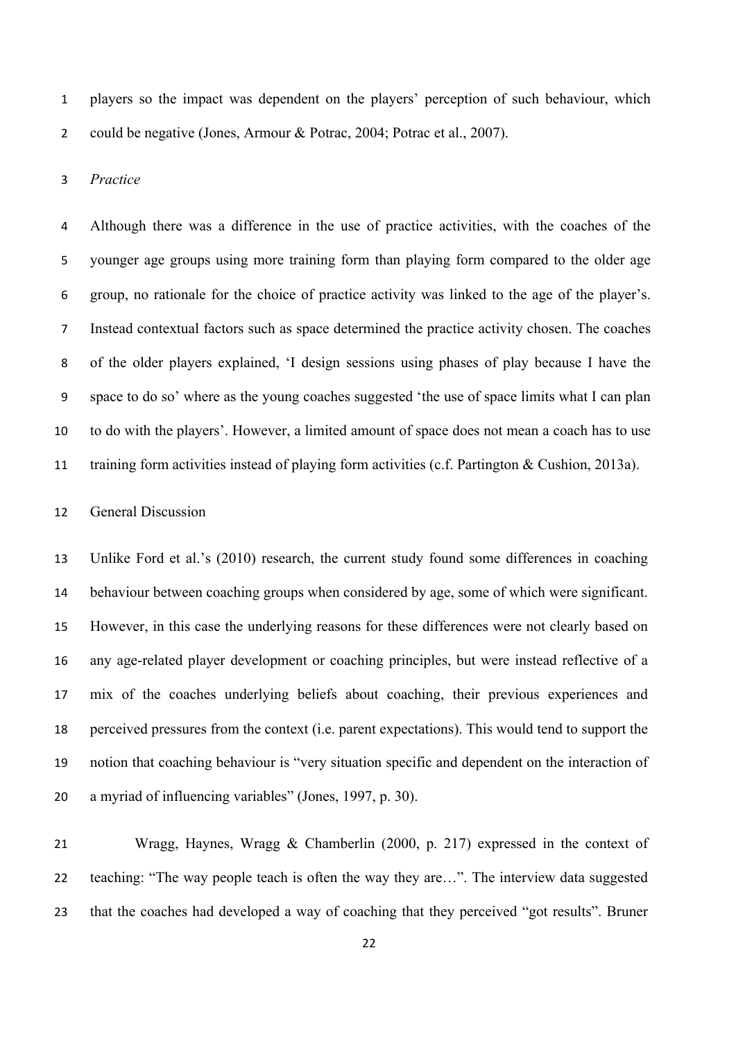players so the impact was dependent on the players' perception of such behaviour, which could be negative (Jones, Armour & Potrac, 2004; Potrac et al., 2007).

### *Practice*

Although there was a difference in the use of practice activities, with the coaches of the younger age groups using more training form than playing form compared to the older age group, no rationale for the choice of practice activity was linked to the age of the player's. Instead contextual factors such as space determined the practice activity chosen. The coaches of the older players explained, 'I design sessions using phases of play because I have the space to do so' where as the young coaches suggested 'the use of space limits what I can plan to do with the players'. However, a limited amount of space does not mean a coach has to use training form activities instead of playing form activities (c.f. Partington & Cushion, 2013a).

## General Discussion

Unlike Ford et al.'s (2010) research, the current study found some differences in coaching behaviour between coaching groups when considered by age, some of which were significant. However, in this case the underlying reasons for these differences were not clearly based on any age-related player development or coaching principles, but were instead reflective of a mix of the coaches underlying beliefs about coaching, their previous experiences and perceived pressures from the context (i.e. parent expectations). This would tend to support the notion that coaching behaviour is "very situation specific and dependent on the interaction of a myriad of influencing variables" (Jones, 1997, p. 30).

Wragg, Haynes, Wragg & Chamberlin (2000, p. 217) expressed in the context of teaching: "The way people teach is often the way they are…". The interview data suggested that the coaches had developed a way of coaching that they perceived "got results". Bruner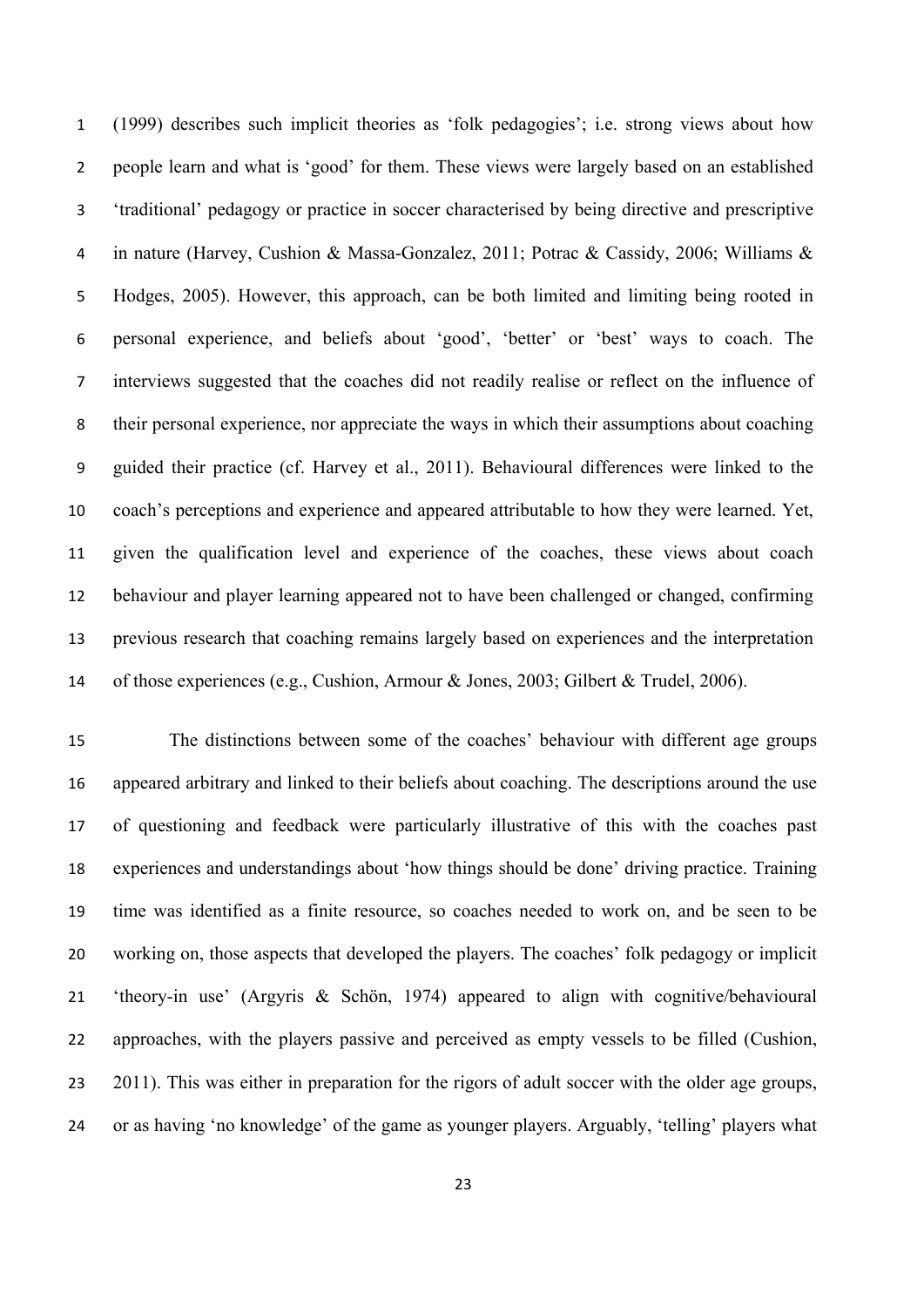(1999) describes such implicit theories as 'folk pedagogies'; i.e. strong views about how people learn and what is 'good' for them. These views were largely based on an established 'traditional' pedagogy or practice in soccer characterised by being directive and prescriptive in nature (Harvey, Cushion & Massa-Gonzalez, 2011; Potrac & Cassidy, 2006; Williams & Hodges, 2005). However, this approach, can be both limited and limiting being rooted in personal experience, and beliefs about 'good', 'better' or 'best' ways to coach. The interviews suggested that the coaches did not readily realise or reflect on the influence of their personal experience, nor appreciate the ways in which their assumptions about coaching guided their practice (cf. Harvey et al., 2011). Behavioural differences were linked to the coach's perceptions and experience and appeared attributable to how they were learned. Yet, given the qualification level and experience of the coaches, these views about coach behaviour and player learning appeared not to have been challenged or changed, confirming previous research that coaching remains largely based on experiences and the interpretation of those experiences (e.g., Cushion, Armour & Jones, 2003; Gilbert & Trudel, 2006).

The distinctions between some of the coaches' behaviour with different age groups appeared arbitrary and linked to their beliefs about coaching. The descriptions around the use of questioning and feedback were particularly illustrative of this with the coaches past experiences and understandings about 'how things should be done' driving practice. Training time was identified as a finite resource, so coaches needed to work on, and be seen to be working on, those aspects that developed the players. The coaches' folk pedagogy or implicit 'theory-in use' (Argyris & Schön, 1974) appeared to align with cognitive/behavioural approaches, with the players passive and perceived as empty vessels to be filled (Cushion, 2011). This was either in preparation for the rigors of adult soccer with the older age groups, or as having 'no knowledge' of the game as younger players. Arguably, 'telling' players what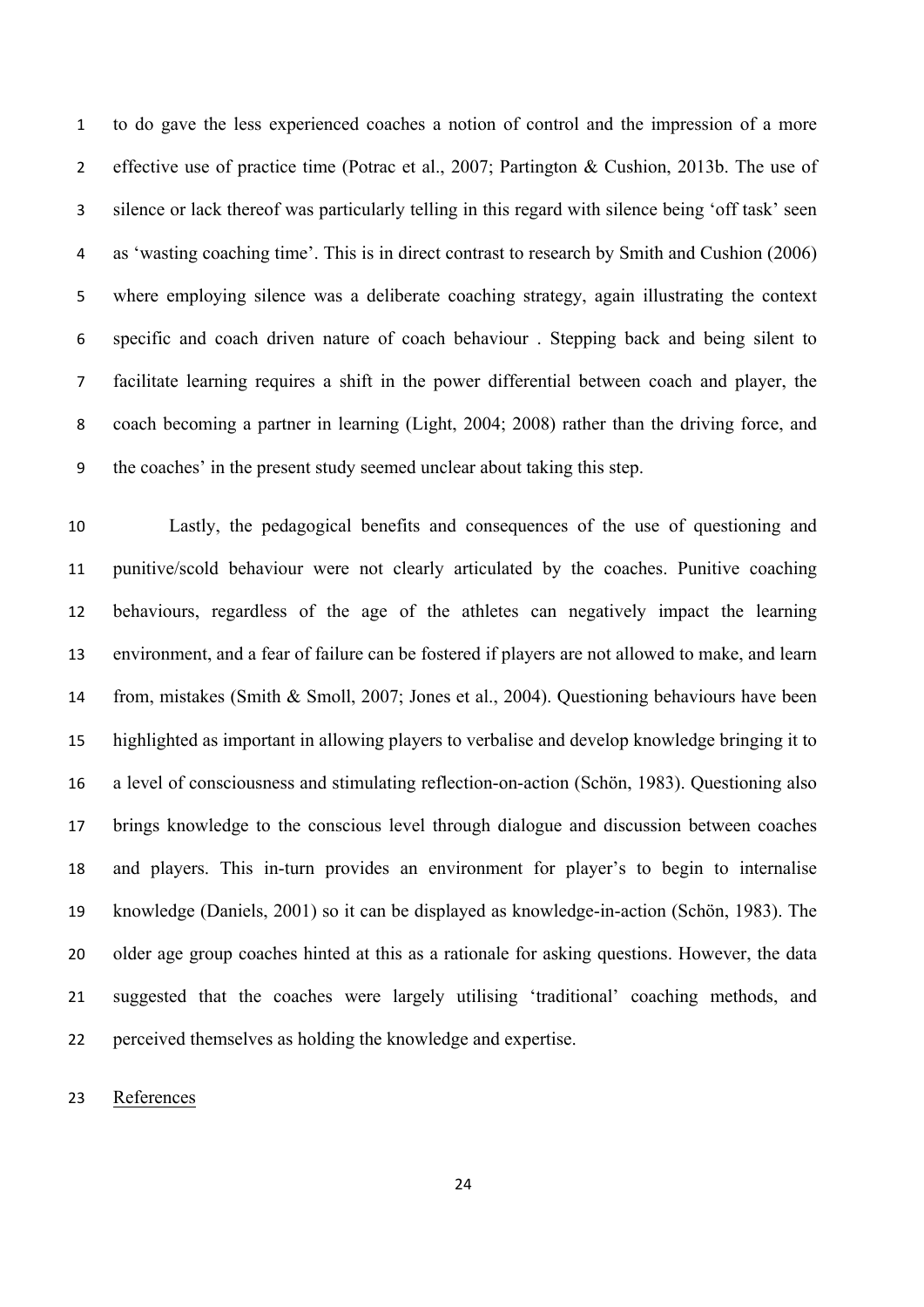to do gave the less experienced coaches a notion of control and the impression of a more effective use of practice time (Potrac et al., 2007; Partington & Cushion, 2013b. The use of silence or lack thereof was particularly telling in this regard with silence being 'off task' seen as 'wasting coaching time'. This is in direct contrast to research by Smith and Cushion (2006) where employing silence was a deliberate coaching strategy, again illustrating the context specific and coach driven nature of coach behaviour . Stepping back and being silent to facilitate learning requires a shift in the power differential between coach and player, the coach becoming a partner in learning (Light, 2004; 2008) rather than the driving force, and the coaches' in the present study seemed unclear about taking this step.

Lastly, the pedagogical benefits and consequences of the use of questioning and punitive/scold behaviour were not clearly articulated by the coaches. Punitive coaching behaviours, regardless of the age of the athletes can negatively impact the learning environment, and a fear of failure can be fostered if players are not allowed to make, and learn from, mistakes (Smith & Smoll, 2007; Jones et al., 2004). Questioning behaviours have been highlighted as important in allowing players to verbalise and develop knowledge bringing it to a level of consciousness and stimulating reflection-on-action (Schön, 1983). Questioning also brings knowledge to the conscious level through dialogue and discussion between coaches and players. This in-turn provides an environment for player's to begin to internalise knowledge (Daniels, 2001) so it can be displayed as knowledge-in-action (Schön, 1983). The older age group coaches hinted at this as a rationale for asking questions. However, the data suggested that the coaches were largely utilising 'traditional' coaching methods, and perceived themselves as holding the knowledge and expertise.

## References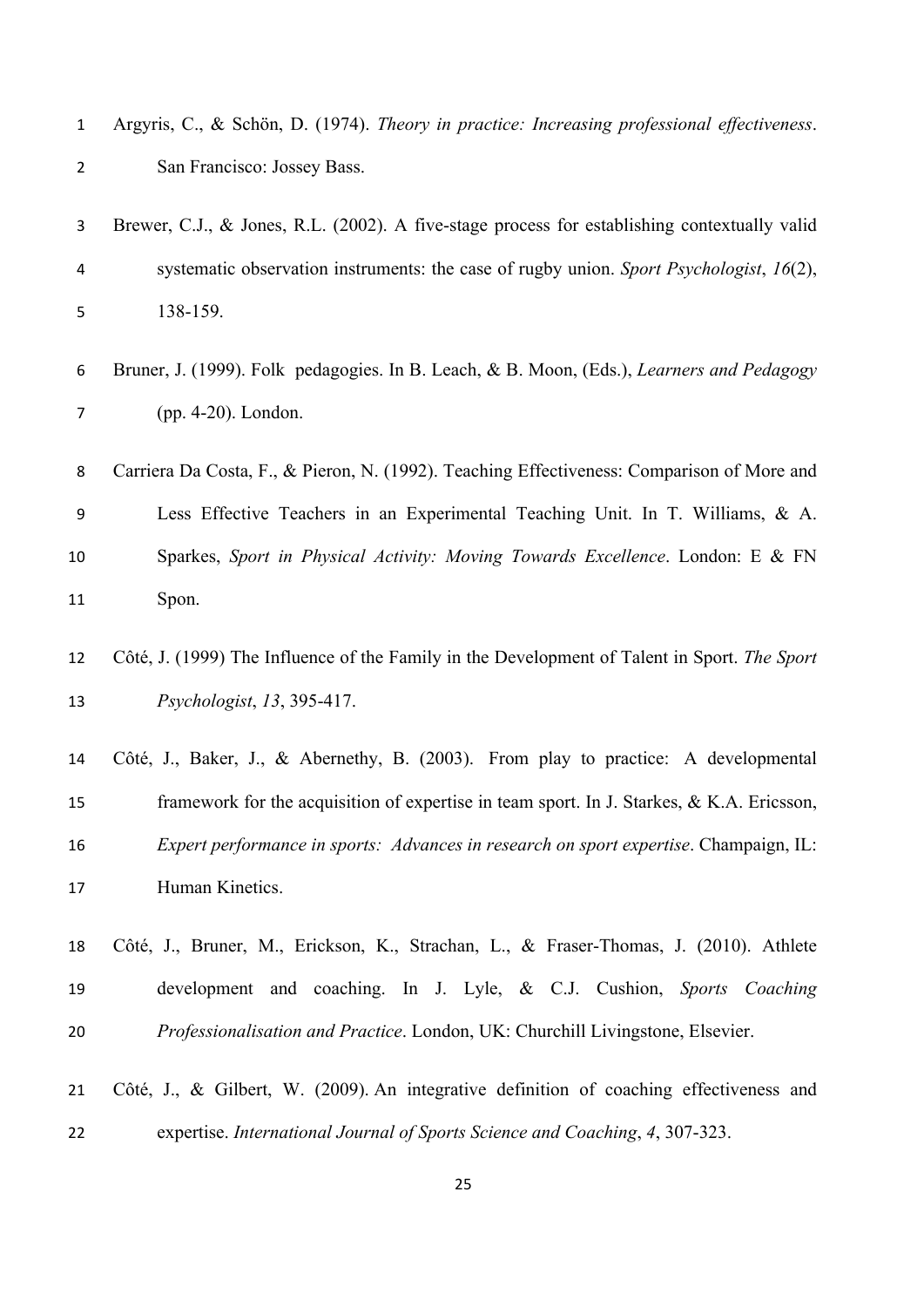Argyris, C., & Schön, D. (1974). *Theory in practice: Increasing professional effectiveness*. San Francisco: Jossey Bass.

Brewer, C.J., & Jones, R.L. (2002). A five-stage process for establishing contextually valid systematic observation instruments: the case of rugby union. *Sport Psychologist*, *16*(2), 138-159.

Bruner, J. (1999). Folk pedagogies. In B. Leach, & B. Moon, (Eds.), *Learners and Pedagogy* (pp. 4-20). London.

Carriera Da Costa, F., & Pieron, N. (1992). Teaching Effectiveness: Comparison of More and Less Effective Teachers in an Experimental Teaching Unit. In T. Williams, & A. Sparkes, *Sport in Physical Activity: Moving Towards Excellence*. London: E & FN Spon.

Côté, J. (1999) The Influence of the Family in the Development of Talent in Sport. *The Sport Psychologist*, *13*, 395-417.

Côté, J., Baker, J., & Abernethy, B. (2003). From play to practice: A developmental framework for the acquisition of expertise in team sport. In J. Starkes, & K.A. Ericsson, *Expert performance in sports: Advances in research on sport expertise*. Champaign, IL: Human Kinetics.

Côté, J., Bruner, M., Erickson, K., Strachan, L., & Fraser-Thomas, J. (2010). Athlete development and coaching. In J. Lyle, & C.J. Cushion, *Sports Coaching Professionalisation and Practice*. London, UK: Churchill Livingstone, Elsevier.

Côté, J., & Gilbert, W. (2009). An integrative definition of coaching effectiveness and expertise. *International Journal of Sports Science and Coaching*, *4*, 307-323.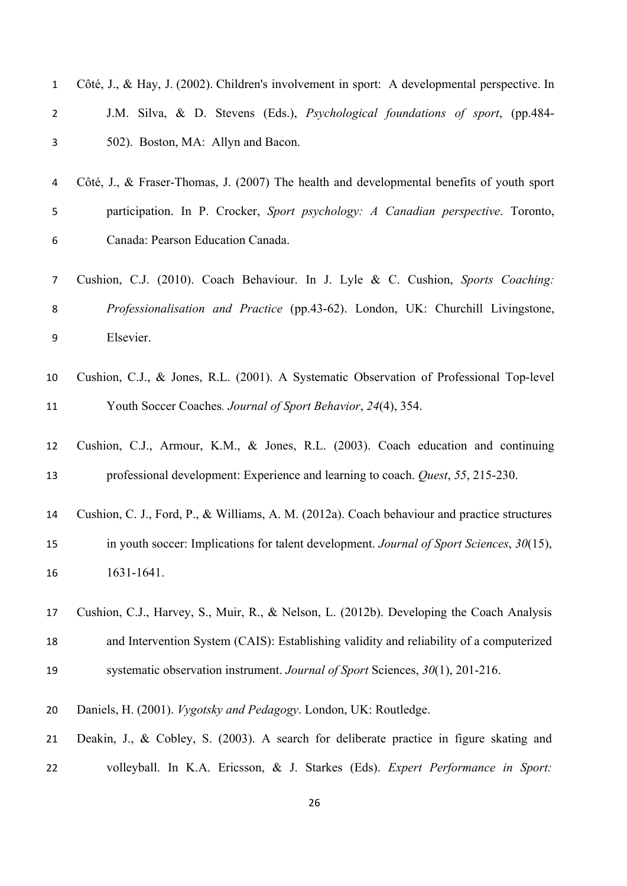Côté, J., & Hay, J. (2002). Children's involvement in sport: A developmental perspective. In J.M. Silva, & D. Stevens (Eds.), *Psychological foundations of sport*, (pp.484-502). Boston, MA: Allyn and Bacon.

Côté, J., & Fraser-Thomas, J. (2007) The health and developmental benefits of youth sport participation. In P. Crocker, *Sport psychology: A Canadian perspective*. Toronto, Canada: Pearson Education Canada.

Cushion, C.J. (2010). Coach Behaviour. In J. Lyle & C. Cushion, *Sports Coaching: Professionalisation and Practice* (pp.43-62). London, UK: Churchill Livingstone, Elsevier.

Cushion, C.J., & Jones, R.L. (2001). A Systematic Observation of Professional Top-level Youth Soccer Coaches*. Journal of Sport Behavior*, *24*(4), 354.

Cushion, C.J., Armour, K.M., & Jones, R.L. (2003). Coach education and continuing professional development: Experience and learning to coach. *Quest*, *55*, 215-230.

Cushion, C. J., Ford, P., & Williams, A. M. (2012a). Coach behaviour and practice structures in youth soccer: Implications for talent development. *Journal of Sport Sciences*, *30*(15), 1631-1641.

Cushion, C.J., Harvey, S., Muir, R., & Nelson, L. (2012b). Developing the Coach Analysis and Intervention System (CAIS): Establishing validity and reliability of a computerized systematic observation instrument. *Journal of Sport* Sciences, *30*(1), 201-216.

Daniels, H. (2001). *Vygotsky and Pedagogy*. London, UK: Routledge.

Deakin, J., & Cobley, S. (2003). A search for deliberate practice in figure skating and volleyball. In K.A. Ericsson, & J. Starkes (Eds). *Expert Performance in Sport:*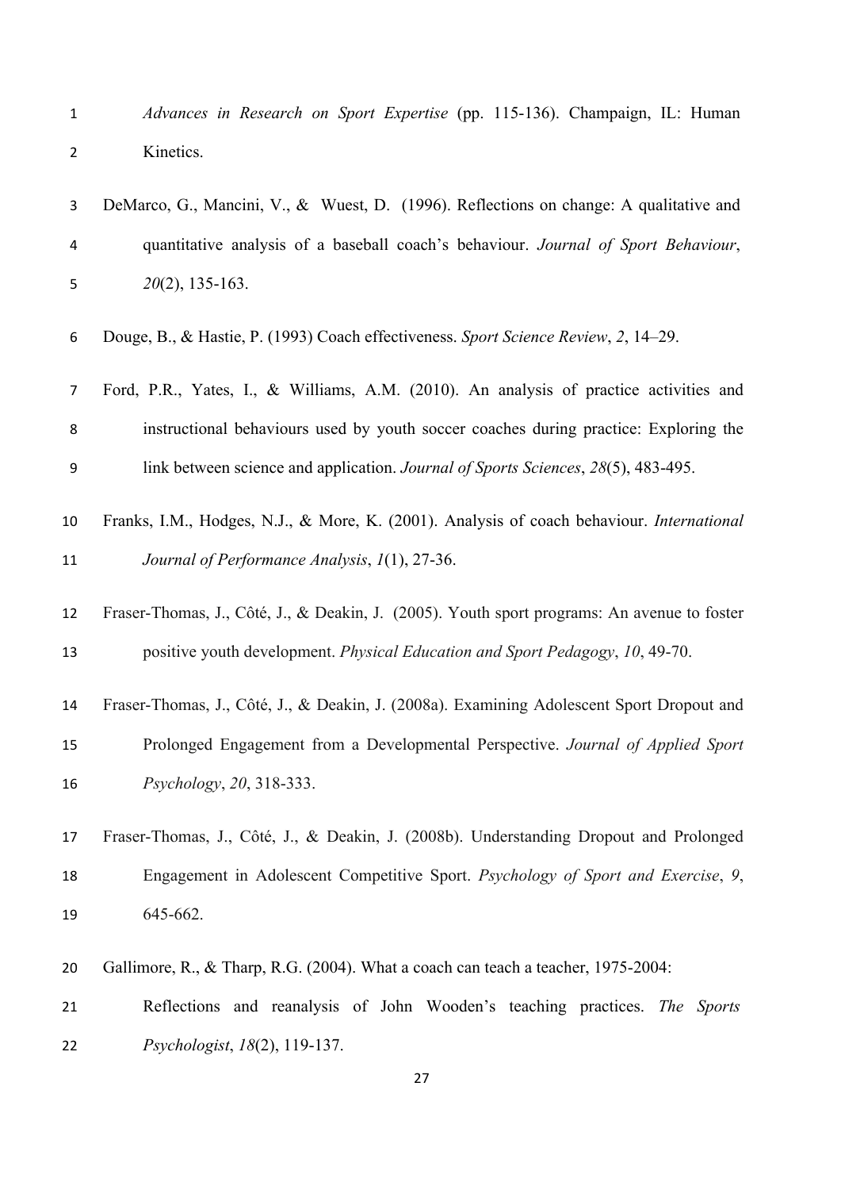*Advances in Research on Sport Expertise* (pp. 115-136). Champaign, IL: Human Kinetics.

DeMarco, G., Mancini, V., & Wuest, D. (1996). Reflections on change: A qualitative and quantitative analysis of a baseball coach's behaviour. *Journal of Sport Behaviour*, *20*(2), 135-163.

Douge, B., & Hastie, P. (1993) Coach effectiveness. *Sport Science Review*, *2*, 14–29.

Ford, P.R., Yates, I., & Williams, A.M. (2010). An analysis of practice activities and instructional behaviours used by youth soccer coaches during practice: Exploring the link between science and application. *Journal of Sports Sciences*, *28*(5), 483-495.

Franks, I.M., Hodges, N.J., & More, K. (2001). Analysis of coach behaviour. *International Journal of Performance Analysis*, *1*(1), 27-36.

Fraser-Thomas, J., Côté, J., & Deakin, J. (2005). Youth sport programs: An avenue to foster positive youth development. *Physical Education and Sport Pedagogy*, *10*, 49-70.

Fraser-Thomas, J., Côté, J., & Deakin, J. (2008a). Examining Adolescent Sport Dropout and Prolonged Engagement from a Developmental Perspective. *Journal of Applied Sport Psychology*, *20*, 318-333.

Fraser-Thomas, J., Côté, J., & Deakin, J. (2008b). Understanding Dropout and Prolonged Engagement in Adolescent Competitive Sport. *Psychology of Sport and Exercise*, *9*, 645-662.

Gallimore, R., & Tharp, R.G. (2004). What a coach can teach a teacher, 1975-2004: Reflections and reanalysis of John Wooden's teaching practices. *The Sports Psychologist*, *18*(2), 119-137.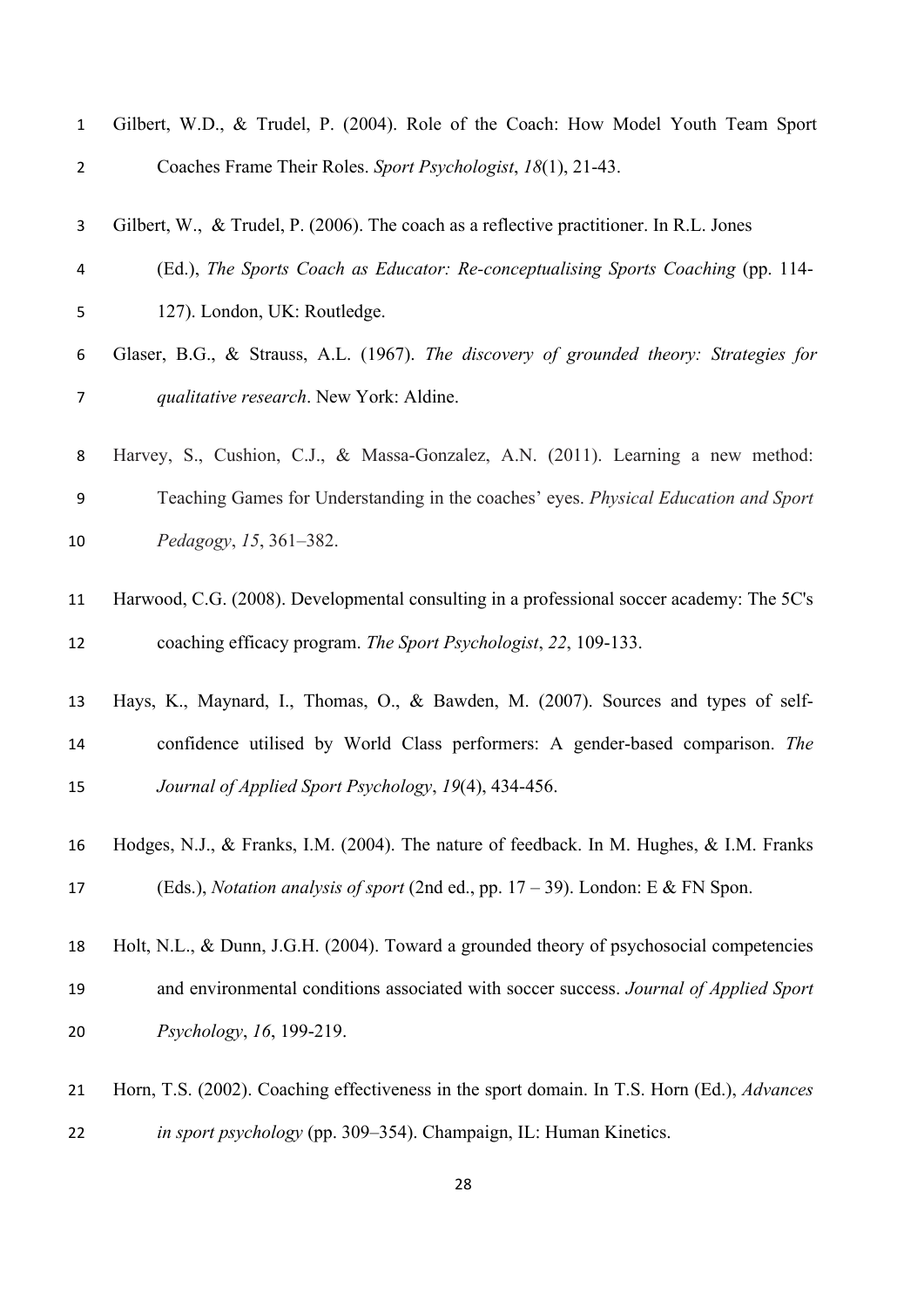Gilbert, W.D., & Trudel, P. (2004). Role of the Coach: How Model Youth Team Sport Coaches Frame Their Roles. *Sport Psychologist*, *18*(1), 21-43.

Gilbert, W., & Trudel, P. (2006). The coach as a reflective practitioner. In R.L. Jones (Ed.), *The Sports Coach as Educator: Re-conceptualising Sports Coaching* (pp. 114-127). London, UK: Routledge.

Glaser, B.G., & Strauss, A.L. (1967). *The discovery of grounded theory: Strategies for qualitative research*. New York: Aldine.

Harvey, S., Cushion, C.J., & Massa-Gonzalez, A.N. (2011). Learning a new method: Teaching Games for Understanding in the coaches' eyes. *Physical Education and Sport Pedagogy*, *15*, 361–382.

Harwood, C.G. (2008). Developmental consulting in a professional soccer academy: The 5C's coaching efficacy program. *The Sport Psychologist*, *22*, 109-133.

Hays, K., Maynard, I., Thomas, O., & Bawden, M. (2007). Sources and types of self-confidence utilised by World Class performers: A gender-based comparison. *The Journal of Applied Sport Psychology*, *19*(4), 434-456.

Hodges, N.J., & Franks, I.M. (2004). The nature of feedback. In M. Hughes, & I.M. Franks (Eds.), *Notation analysis of sport* (2nd ed., pp. 17 – 39). London: E & FN Spon.

Holt, N.L., & Dunn, J.G.H. (2004). Toward a grounded theory of psychosocial competencies and environmental conditions associated with soccer success. *Journal of Applied Sport Psychology*, *16*, 199-219.

Horn, T.S. (2002). Coaching effectiveness in the sport domain. In T.S. Horn (Ed.), *Advances in sport psychology* (pp. 309–354). Champaign, IL: Human Kinetics.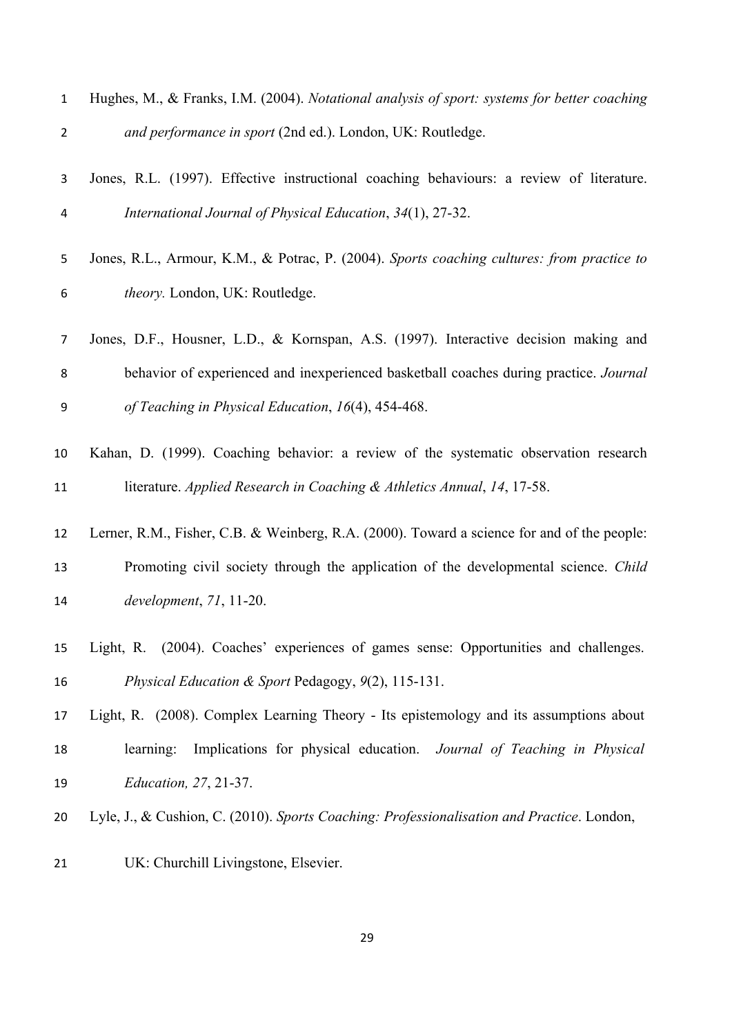Hughes, M., & Franks, I.M. (2004). *Notational analysis of sport: systems for better coaching and performance in sport* (2nd ed.). London, UK: Routledge.

Jones, R.L. (1997). Effective instructional coaching behaviours: a review of literature. *International Journal of Physical Education*, *34*(1), 27-32.

Jones, R.L., Armour, K.M., & Potrac, P. (2004). *Sports coaching cultures: from practice to theory.* London, UK: Routledge.

Jones, D.F., Housner, L.D., & Kornspan, A.S. (1997). Interactive decision making and behavior of experienced and inexperienced basketball coaches during practice. *Journal of Teaching in Physical Education*, *16*(4), 454-468.

Kahan, D. (1999). Coaching behavior: a review of the systematic observation research literature. *Applied Research in Coaching & Athletics Annual*, *14*, 17-58.

Lerner, R.M., Fisher, C.B. & Weinberg, R.A. (2000). Toward a science for and of the people: Promoting civil society through the application of the developmental science. *Child development*, *71*, 11-20.

Light, R. (2004). Coaches' experiences of games sense: Opportunities and challenges. *Physical Education & Sport* Pedagogy, *9*(2), 115-131.

Light, R. (2008). Complex Learning Theory - Its epistemology and its assumptions about learning: Implications for physical education. *Journal of Teaching in Physical Education, 27*, 21-37.

Lyle, J., & Cushion, C. (2010). *Sports Coaching: Professionalisation and Practice*. London, UK: Churchill Livingstone, Elsevier.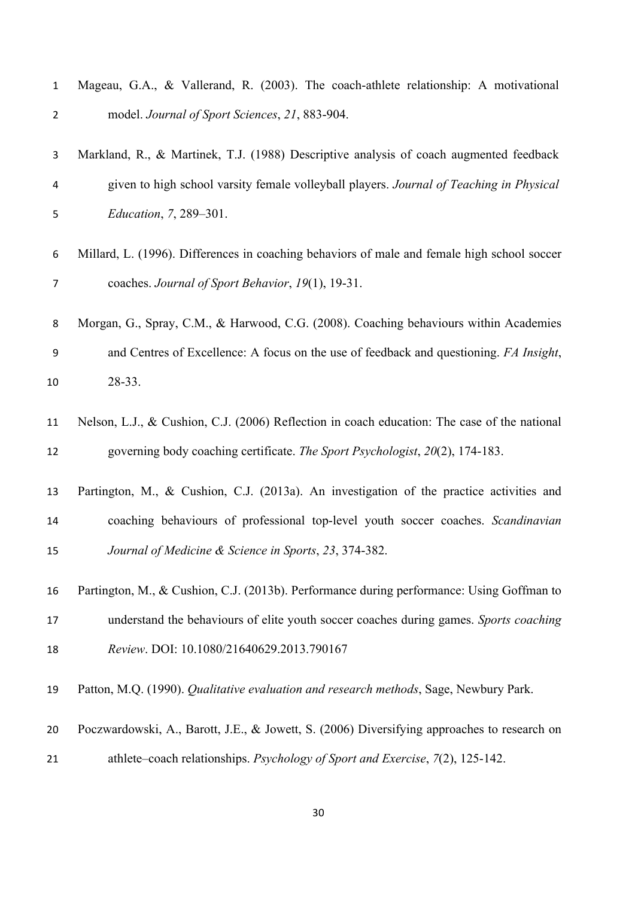Mageau, G.A., & Vallerand, R. (2003). The coach-athlete relationship: A motivational model. *Journal of Sport Sciences*, *21*, 883-904.

Markland, R., & Martinek, T.J. (1988) Descriptive analysis of coach augmented feedback given to high school varsity female volleyball players. *Journal of Teaching in Physical Education*, *7*, 289–301.

Millard, L. (1996). Differences in coaching behaviors of male and female high school soccer coaches. *Journal of Sport Behavior*, *19*(1), 19-31.

Morgan, G., Spray, C.M., & Harwood, C.G. (2008). Coaching behaviours within Academies and Centres of Excellence: A focus on the use of feedback and questioning. *FA Insight*, 28-33.

Nelson, L.J., & Cushion, C.J. (2006) Reflection in coach education: The case of the national governing body coaching certificate. *The Sport Psychologist*, *20*(2), 174-183.

Partington, M., & Cushion, C.J. (2013a). An investigation of the practice activities and coaching behaviours of professional top-level youth soccer coaches. *Scandinavian Journal of Medicine & Science in Sports*, *23*, 374-382.

Partington, M., & Cushion, C.J. (2013b). Performance during performance: Using Goffman to understand the behaviours of elite youth soccer coaches during games. *Sports coaching Review*. DOI: 10.1080/21640629.2013.790167

Patton, M.Q. (1990). *Qualitative evaluation and research methods*, Sage, Newbury Park.

Poczwardowski, A., Barott, J.E., & Jowett, S. (2006) Diversifying approaches to research on athlete–coach relationships. *Psychology of Sport and Exercise*, *7*(2), 125-142.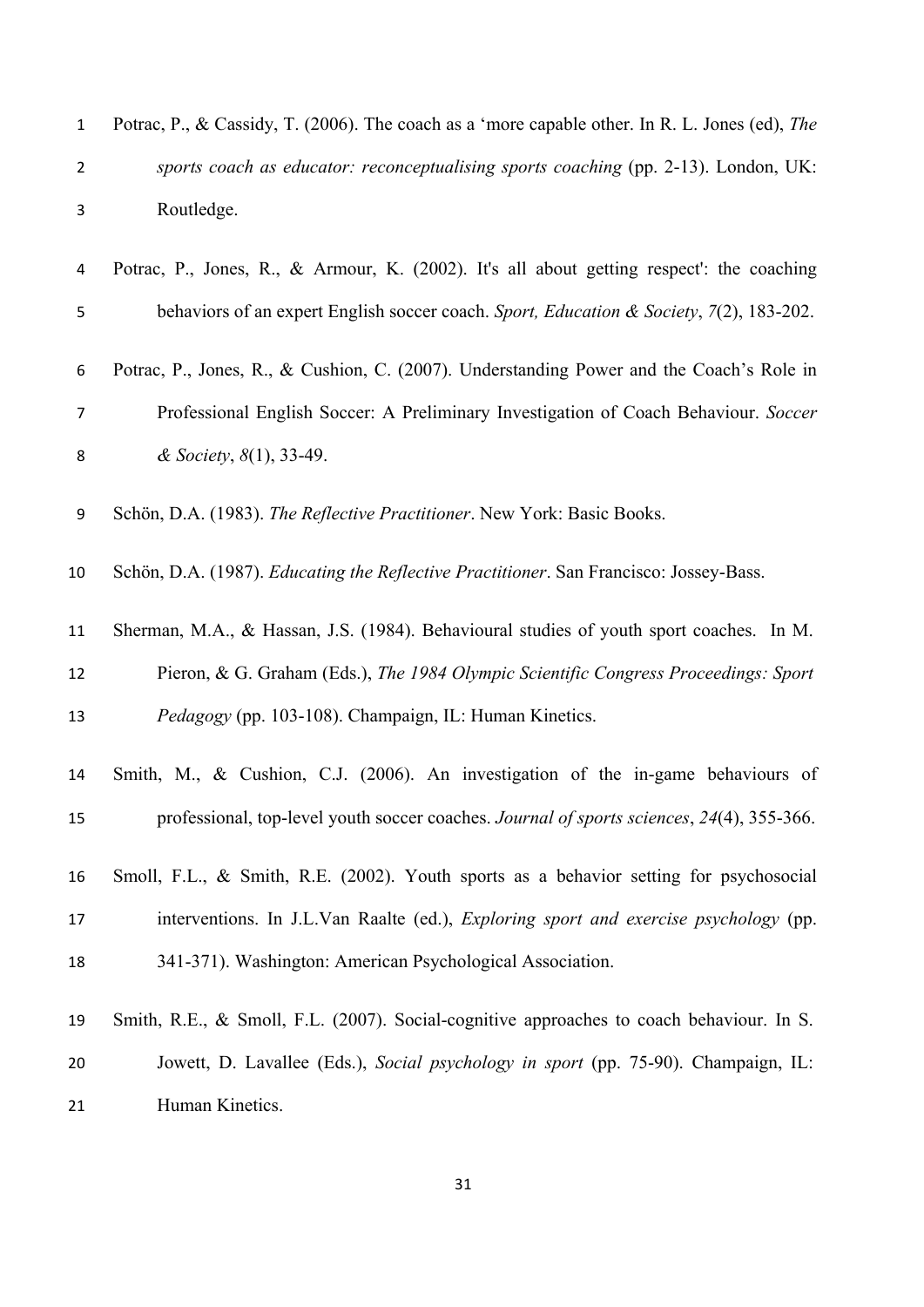Potrac, P., & Cassidy, T. (2006). The coach as a 'more capable other. In R. L. Jones (ed), *The sports coach as educator: reconceptualising sports coaching* (pp. 2-13). London, UK: Routledge.

Potrac, P., Jones, R., & Armour, K. (2002). It's all about getting respect': the coaching behaviors of an expert English soccer coach. *Sport, Education & Society*, *7*(2), 183-202.

Potrac, P., Jones, R., & Cushion, C. (2007). Understanding Power and the Coach's Role in Professional English Soccer: A Preliminary Investigation of Coach Behaviour. *Soccer & Society*, *8*(1), 33-49.

Schön, D.A. (1983). *The Reflective Practitioner*. New York: Basic Books.

Schön, D.A. (1987). *Educating the Reflective Practitioner*. San Francisco: Jossey-Bass.

Sherman, M.A., & Hassan, J.S. (1984). Behavioural studies of youth sport coaches. In M. Pieron, & G. Graham (Eds.), *The 1984 Olympic Scientific Congress Proceedings: Sport Pedagogy* (pp. 103-108). Champaign, IL: Human Kinetics.

Smith, M., & Cushion, C.J. (2006). An investigation of the in-game behaviours of professional, top-level youth soccer coaches. *Journal of sports sciences*, *24*(4), 355-366.

Smoll, F.L., & Smith, R.E. (2002). Youth sports as a behavior setting for psychosocial interventions. In J.L.Van Raalte (ed.), *Exploring sport and exercise psychology* (pp. 341-371). Washington: American Psychological Association.

Smith, R.E., & Smoll, F.L. (2007). Social-cognitive approaches to coach behaviour. In S. Jowett, D. Lavallee (Eds.), *Social psychology in sport* (pp. 75-90). Champaign, IL: Human Kinetics.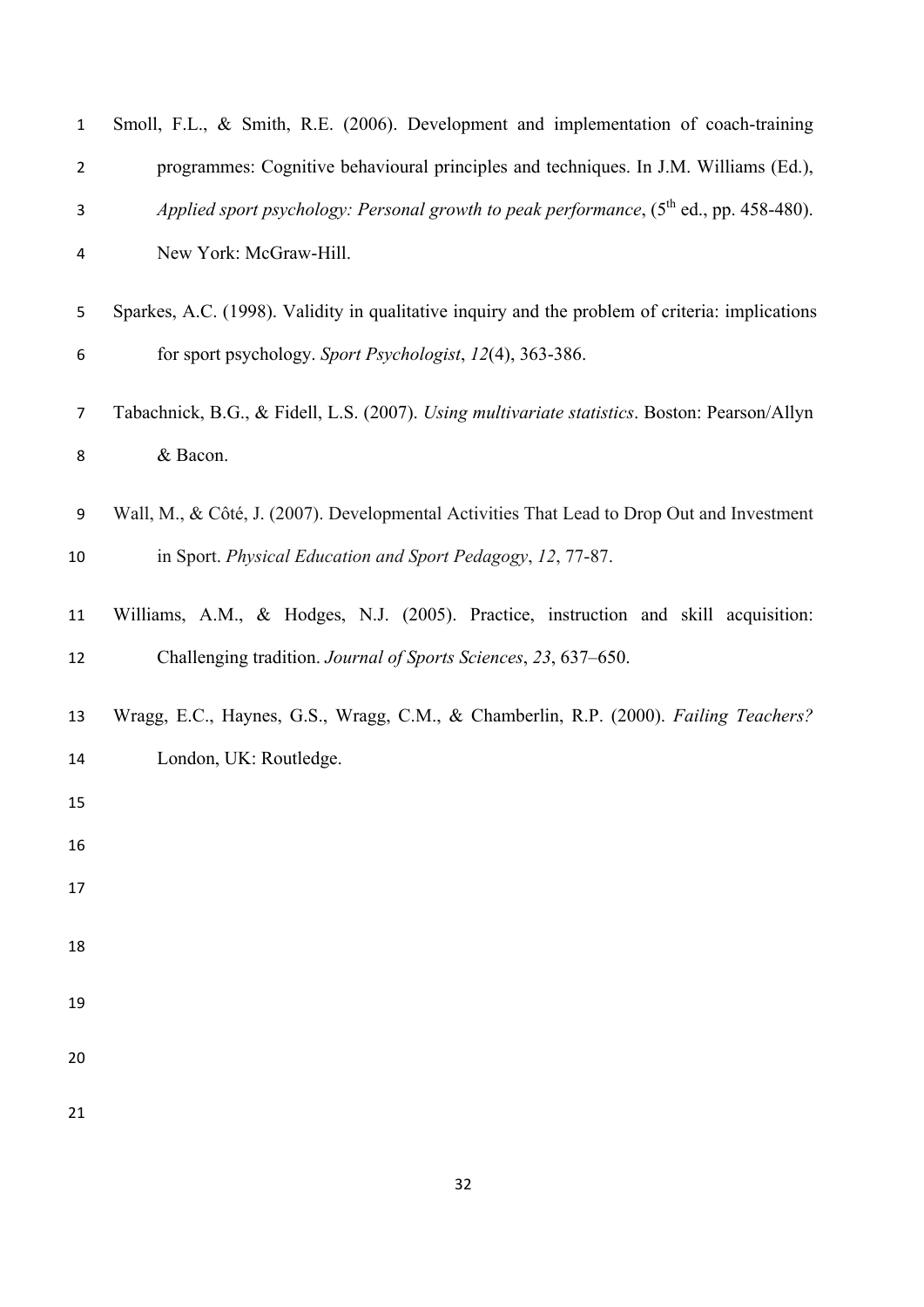Smoll, F.L., & Smith, R.E. (2006). Development and implementation of coach-training programmes: Cognitive behavioural principles and techniques. In J.M. Williams (Ed.), *Applied sport psychology: Personal growth to peak performance*, (5th ed., pp. 458-480). New York: McGraw-Hill.

Sparkes, A.C. (1998). Validity in qualitative inquiry and the problem of criteria: implications for sport psychology. *Sport Psychologist*, *12*(4), 363-386.

Tabachnick, B.G., & Fidell, L.S. (2007). *Using multivariate statistics*. Boston: Pearson/Allyn & Bacon.

Wall, M., & Côté, J. (2007). Developmental Activities That Lead to Drop Out and Investment in Sport. *Physical Education and Sport Pedagogy*, *12*, 77-87.

Williams, A.M., & Hodges, N.J. (2005). Practice, instruction and skill acquisition: Challenging tradition. *Journal of Sports Sciences*, *23*, 637–650.

Wragg, E.C., Haynes, G.S., Wragg, C.M., & Chamberlin, R.P. (2000). *Failing Teachers?* London, UK: Routledge.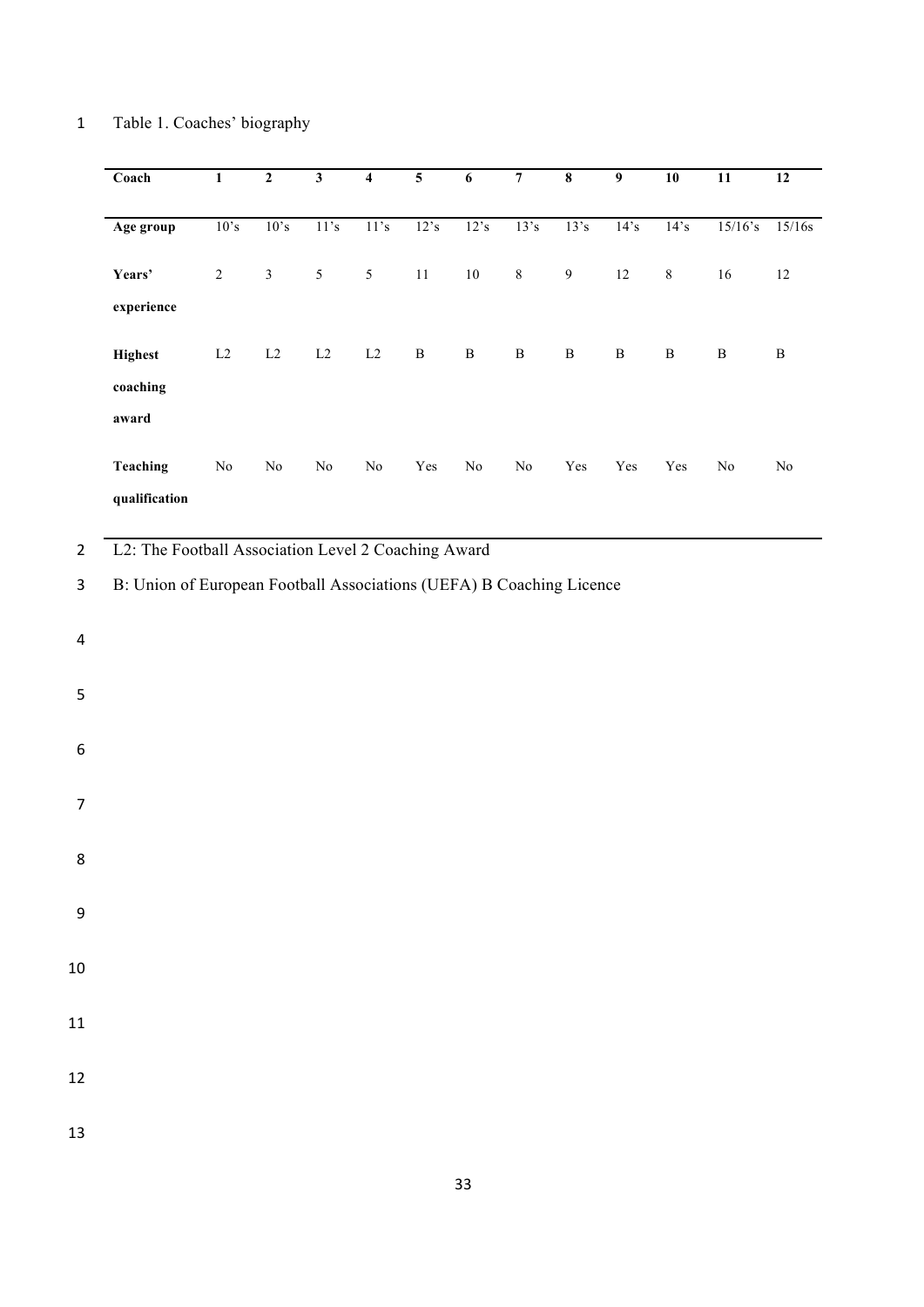Table 1. Coaches' biography

| Coach | 1 | 2 | 3 | 4 | 5 | 6 | 7 | 8 | 9 | 10 | 11 | 12 |
|---|---|---|---|---|---|---|---|---|---|---|---|---|
| Age group | 10's | 10's | 11's | 11's | 12's | 12's | 13's | 13's | 14's | 14's | 15/16's | 15/16s |
| Years' experience | 2 | 3 | 5 | 5 | 11 | 10 | 8 | 9 | 12 | 8 | 16 | 12 |
| Highest coaching award | L2 | L2 | L2 | L2 | B | B | B | B | B | B | B | B |
| Teaching qualification | No | No | No | No | Yes | No | No | Yes | Yes | Yes | No | No |

L2: The Football Association Level 2 Coaching Award

B: Union of European Football Associations (UEFA) B Coaching Licence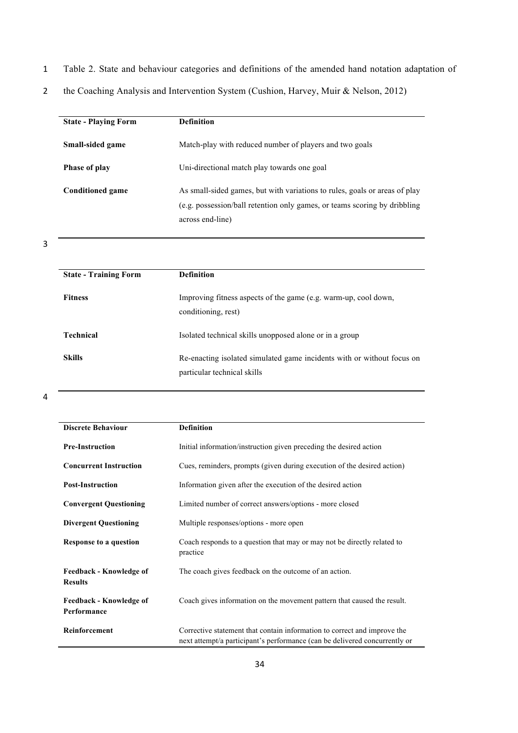Table 2. State and behaviour categories and definitions of the amended hand notation adaptation of the Coaching Analysis and Intervention System (Cushion, Harvey, Muir & Nelson, 2012)

| State - Playing Form | Definition |
|---|---|
| **Small-sided game** | Match-play with reduced number of players and two goals |
| **Phase of play** | Uni-directional match play towards one goal |
| **Conditioned game** | As small-sided games, but with variations to rules, goals or areas of play (e.g. possession/ball retention only games, or teams scoring by dribbling across end-line) |

| State - Training Form | Definition |
|---|---|
| **Fitness** | Improving fitness aspects of the game (e.g. warm-up, cool down, conditioning, rest) |
| **Technical** | Isolated technical skills unopposed alone or in a group |
| **Skills** | Re-enacting isolated simulated game incidents with or without focus on particular technical skills |

| Discrete Behaviour | Definition |
|---|---|
| **Pre-Instruction** | Initial information/instruction given preceding the desired action |
| **Concurrent Instruction** | Cues, reminders, prompts (given during execution of the desired action) |
| **Post-Instruction** | Information given after the execution of the desired action |
| **Convergent Questioning** | Limited number of correct answers/options - more closed |
| **Divergent Questioning** | Multiple responses/options - more open |
| **Response to a question** | Coach responds to a question that may or may not be directly related to practice |
| **Feedback - Knowledge of Results** | The coach gives feedback on the outcome of an action. |
| **Feedback - Knowledge of Performance** | Coach gives information on the movement pattern that caused the result. |
| **Reinforcement** | Corrective statement that contain information to correct and improve the next attempt/a participant's performance (can be delivered concurrently or |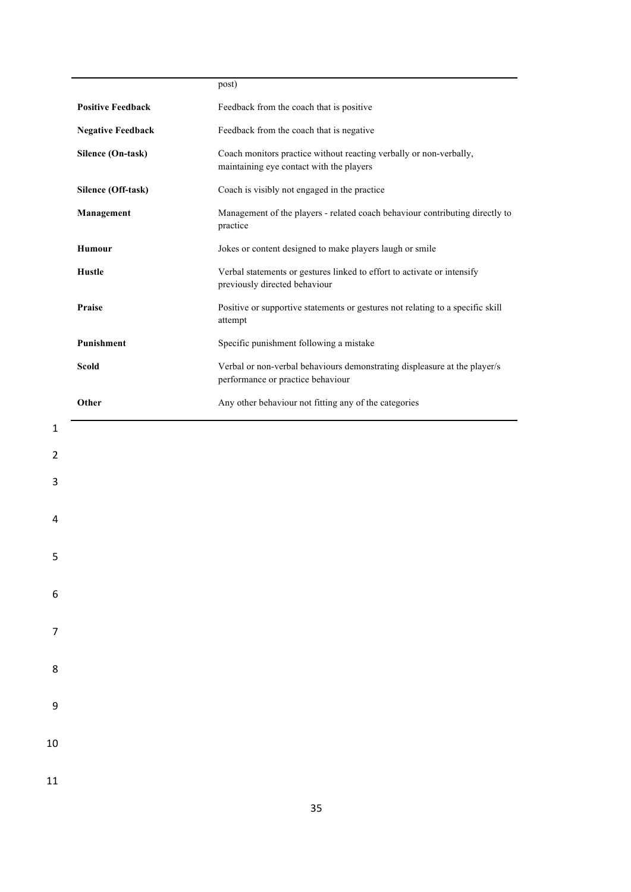| | |
|---|---|
| | post) |
| **Positive Feedback** | Feedback from the coach that is positive |
| **Negative Feedback** | Feedback from the coach that is negative |
| **Silence (On-task)** | Coach monitors practice without reacting verbally or non-verbally, maintaining eye contact with the players |
| **Silence (Off-task)** | Coach is visibly not engaged in the practice |
| **Management** | Management of the players - related coach behaviour contributing directly to practice |
| **Humour** | Jokes or content designed to make players laugh or smile |
| **Hustle** | Verbal statements or gestures linked to effort to activate or intensify previously directed behaviour |
| **Praise** | Positive or supportive statements or gestures not relating to a specific skill attempt |
| **Punishment** | Specific punishment following a mistake |
| **Scold** | Verbal or non-verbal behaviours demonstrating displeasure at the player/s performance or practice behaviour |
| **Other** | Any other behaviour not fitting any of the categories |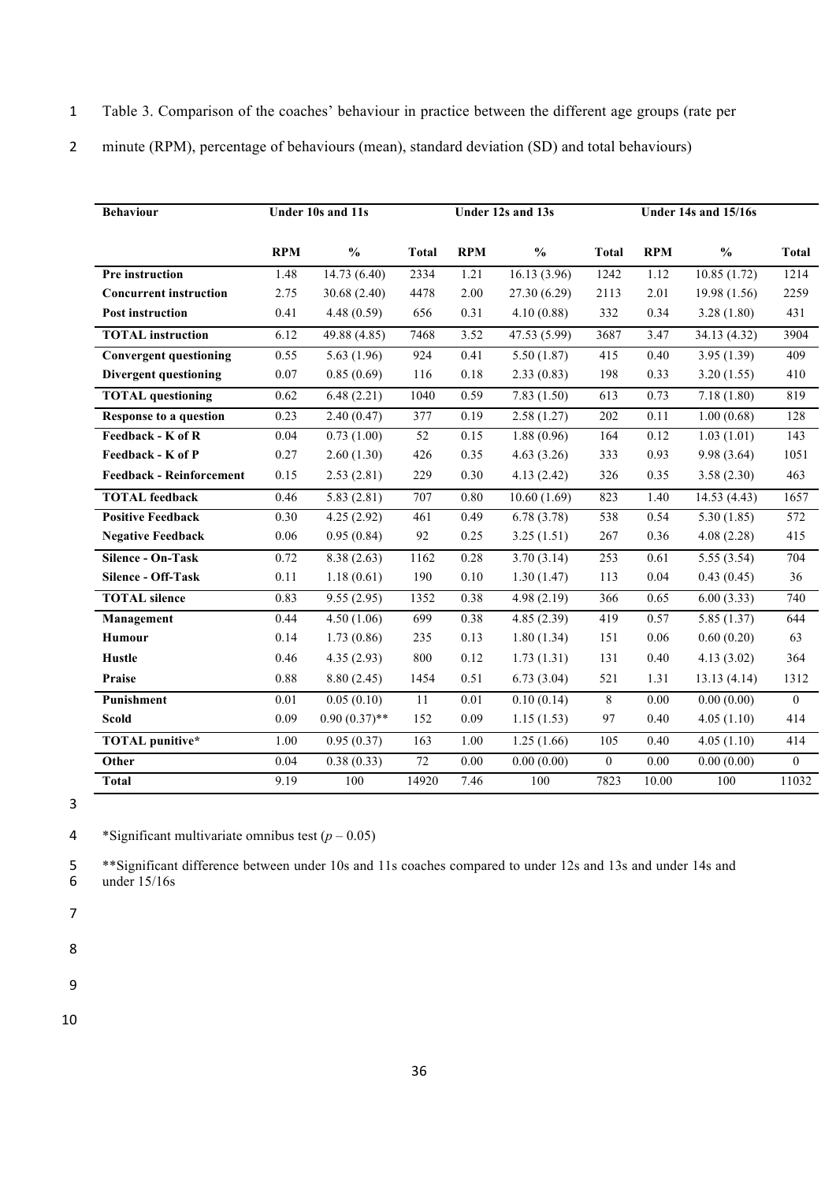Table 3. Comparison of the coaches' behaviour in practice between the different age groups (rate per minute (RPM), percentage of behaviours (mean), standard deviation (SD) and total behaviours)

| Behaviour | Under 10s and 11s | | | Under 12s and 13s | | | Under 14s and 15/16s | | |
|---|---|---|---|---|---|---|---|---|---|
| | RPM | % | Total | RPM | % | Total | RPM | % | Total |
| **Pre instruction** | 1.48 | 14.73 (6.40) | 2334 | 1.21 | 16.13 (3.96) | 1242 | 1.12 | 10.85 (1.72) | 1214 |
| **Concurrent instruction** | 2.75 | 30.68 (2.40) | 4478 | 2.00 | 27.30 (6.29) | 2113 | 2.01 | 19.98 (1.56) | 2259 |
| **Post instruction** | 0.41 | 4.48 (0.59) | 656 | 0.31 | 4.10 (0.88) | 332 | 0.34 | 3.28 (1.80) | 431 |
| **TOTAL instruction** | 6.12 | 49.88 (4.85) | 7468 | 3.52 | 47.53 (5.99) | 3687 | 3.47 | 34.13 (4.32) | 3904 |
| **Convergent questioning** | 0.55 | 5.63 (1.96) | 924 | 0.41 | 5.50 (1.87) | 415 | 0.40 | 3.95 (1.39) | 409 |
| **Divergent questioning** | 0.07 | 0.85 (0.69) | 116 | 0.18 | 2.33 (0.83) | 198 | 0.33 | 3.20 (1.55) | 410 |
| **TOTAL questioning** | 0.62 | 6.48 (2.21) | 1040 | 0.59 | 7.83 (1.50) | 613 | 0.73 | 7.18 (1.80) | 819 |
| **Response to a question** | 0.23 | 2.40 (0.47) | 377 | 0.19 | 2.58 (1.27) | 202 | 0.11 | 1.00 (0.68) | 128 |
| **Feedback - K of R** | 0.04 | 0.73 (1.00) | 52 | 0.15 | 1.88 (0.96) | 164 | 0.12 | 1.03 (1.01) | 143 |
| **Feedback - K of P** | 0.27 | 2.60 (1.30) | 426 | 0.35 | 4.63 (3.26) | 333 | 0.93 | 9.98 (3.64) | 1051 |
| **Feedback - Reinforcement** | 0.15 | 2.53 (2.81) | 229 | 0.30 | 4.13 (2.42) | 326 | 0.35 | 3.58 (2.30) | 463 |
| **TOTAL feedback** | 0.46 | 5.83 (2.81) | 707 | 0.80 | 10.60 (1.69) | 823 | 1.40 | 14.53 (4.43) | 1657 |
| **Positive Feedback** | 0.30 | 4.25 (2.92) | 461 | 0.49 | 6.78 (3.78) | 538 | 0.54 | 5.30 (1.85) | 572 |
| **Negative Feedback** | 0.06 | 0.95 (0.84) | 92 | 0.25 | 3.25 (1.51) | 267 | 0.36 | 4.08 (2.28) | 415 |
| **Silence - On-Task** | 0.72 | 8.38 (2.63) | 1162 | 0.28 | 3.70 (3.14) | 253 | 0.61 | 5.55 (3.54) | 704 |
| **Silence - Off-Task** | 0.11 | 1.18 (0.61) | 190 | 0.10 | 1.30 (1.47) | 113 | 0.04 | 0.43 (0.45) | 36 |
| **TOTAL silence** | 0.83 | 9.55 (2.95) | 1352 | 0.38 | 4.98 (2.19) | 366 | 0.65 | 6.00 (3.33) | 740 |
| **Management** | 0.44 | 4.50 (1.06) | 699 | 0.38 | 4.85 (2.39) | 419 | 0.57 | 5.85 (1.37) | 644 |
| **Humour** | 0.14 | 1.73 (0.86) | 235 | 0.13 | 1.80 (1.34) | 151 | 0.06 | 0.60 (0.20) | 63 |
| **Hustle** | 0.46 | 4.35 (2.93) | 800 | 0.12 | 1.73 (1.31) | 131 | 0.40 | 4.13 (3.02) | 364 |
| **Praise** | 0.88 | 8.80 (2.45) | 1454 | 0.51 | 6.73 (3.04) | 521 | 1.31 | 13.13 (4.14) | 1312 |
| **Punishment** | 0.01 | 0.05 (0.10) | 11 | 0.01 | 0.10 (0.14) | 8 | 0.00 | 0.00 (0.00) | 0 |
| **Scold** | 0.09 | 0.90 (0.37)** | 152 | 0.09 | 1.15 (1.53) | 97 | 0.40 | 4.05 (1.10) | 414 |
| **TOTAL punitive*** | 1.00 | 0.95 (0.37) | 163 | 1.00 | 1.25 (1.66) | 105 | 0.40 | 4.05 (1.10) | 414 |
| **Other** | 0.04 | 0.38 (0.33) | 72 | 0.00 | 0.00 (0.00) | 0 | 0.00 | 0.00 (0.00) | 0 |
| **Total** | 9.19 | 100 | 14920 | 7.46 | 100 | 7823 | 10.00 | 100 | 11032 |

*Significant multivariate omnibus test ($p - 0.05$)

**Significant difference between under 10s and 11s coaches compared to under 12s and 13s and under 14s and under 15/16s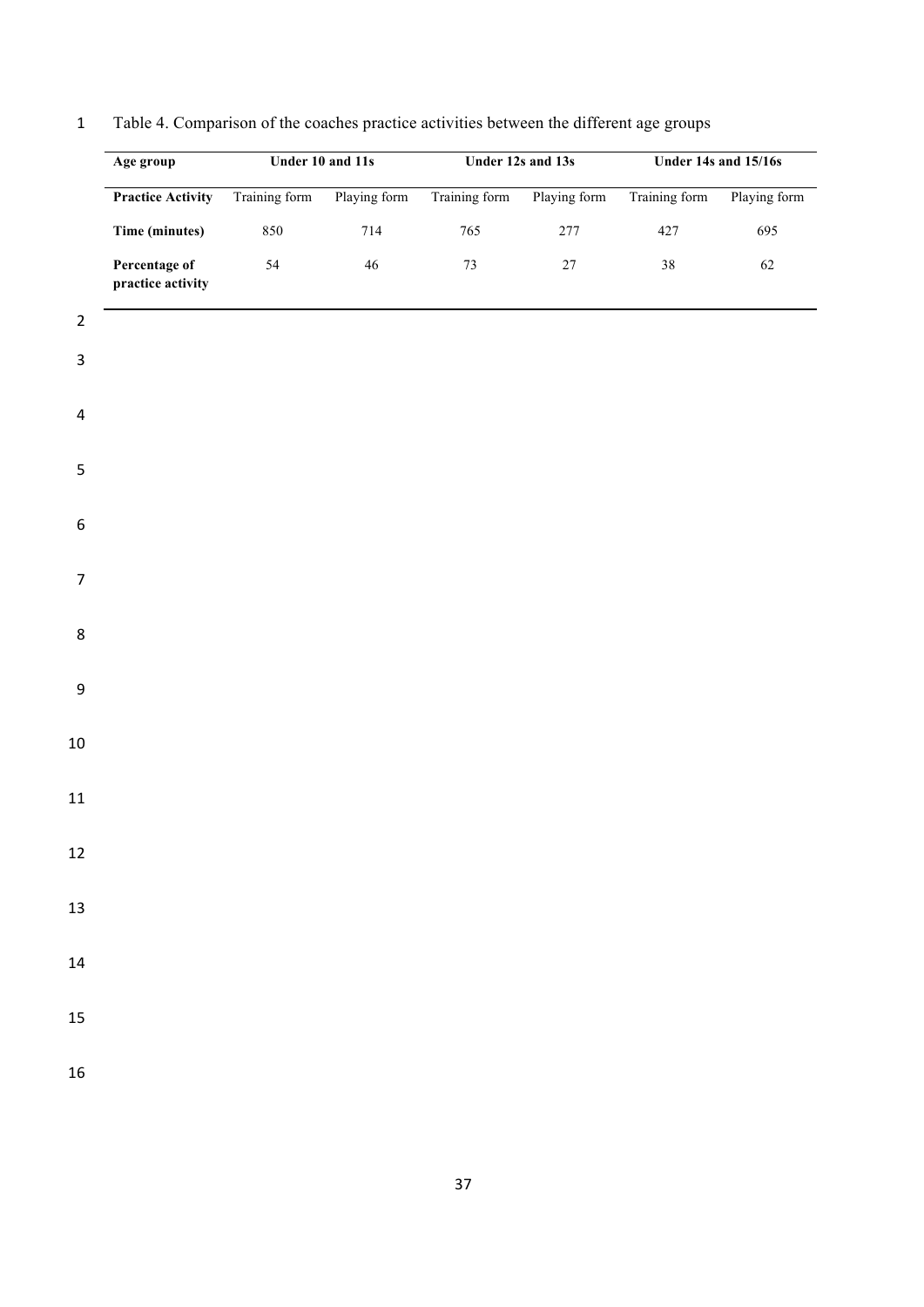Table 4. Comparison of the coaches practice activities between the different age groups

| **Age group** | **Under 10 and 11s** | | **Under 12s and 13s** | | **Under 14s and 15/16s** | |
|---|---|---|---|---|---|---|
| **Practice Activity** | Training form | Playing form | Training form | Playing form | Training form | Playing form |
| **Time (minutes)** | 850 | 714 | 765 | 277 | 427 | 695 |
| **Percentage of practice activity** | 54 | 46 | 73 | 27 | 38 | 62 |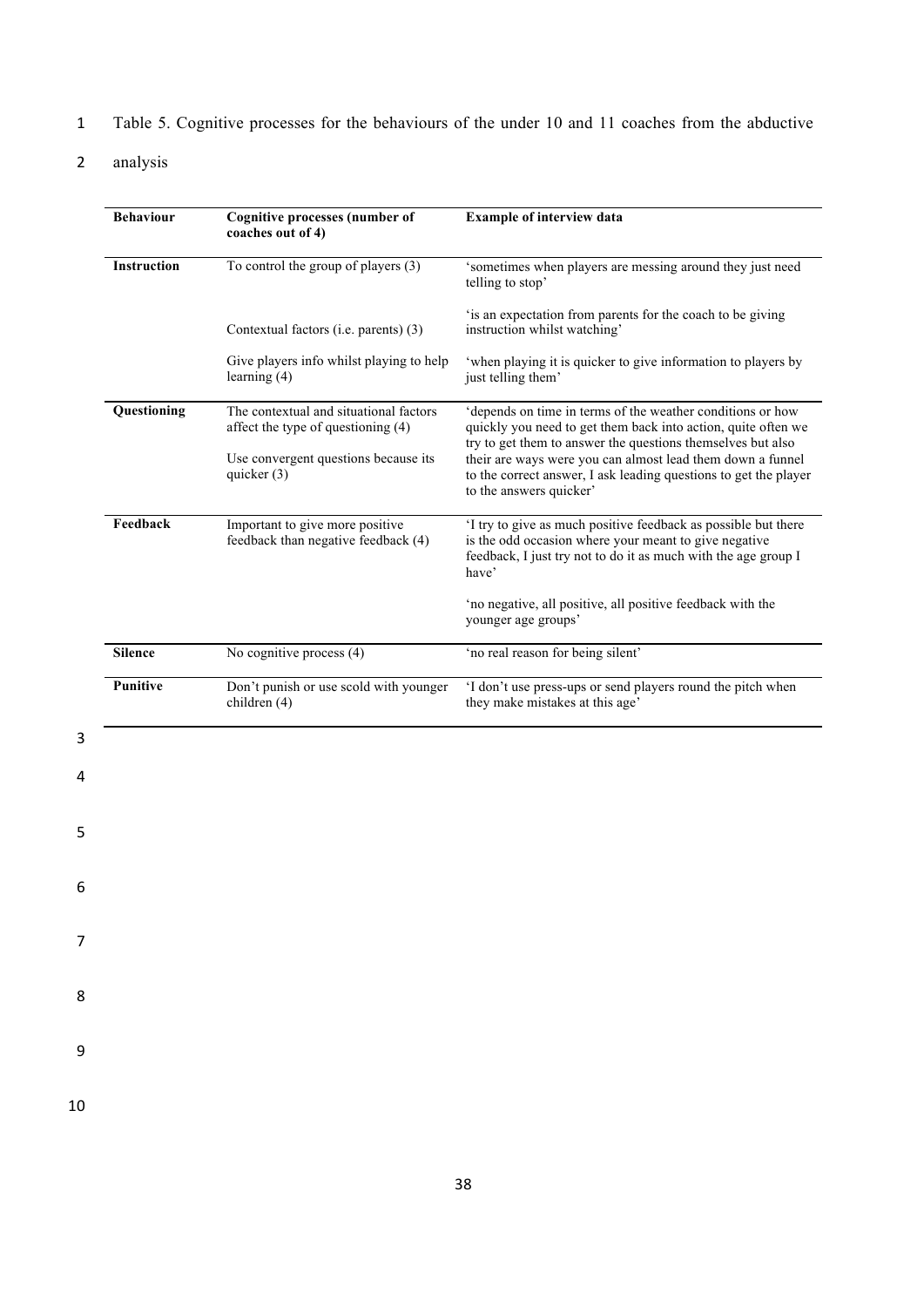Table 5. Cognitive processes for the behaviours of the under 10 and 11 coaches from the abductive analysis

| Behaviour | Cognitive processes (number of coaches out of 4) | Example of interview data |
|---|---|---|
| **Instruction** | To control the group of players (3) | 'sometimes when players are messing around they just need telling to stop' |
| | Contextual factors (i.e. parents) (3) | 'is an expectation from parents for the coach to be giving instruction whilst watching' |
| | Give players info whilst playing to help learning (4) | 'when playing it is quicker to give information to players by just telling them' |
| **Questioning** | The contextual and situational factors affect the type of questioning (4) | 'depends on time in terms of the weather conditions or how quickly you need to get them back into action, quite often we try to get them to answer the questions themselves but also their are ways were you can almost lead them down a funnel to the correct answer, I ask leading questions to get the player to the answers quicker' |
| | Use convergent questions because its quicker (3) | |
| **Feedback** | Important to give more positive feedback than negative feedback (4) | 'I try to give as much positive feedback as possible but there is the odd occasion where your meant to give negative feedback, I just try not to do it as much with the age group I have' |
| | | 'no negative, all positive, all positive feedback with the younger age groups' |
| **Silence** | No cognitive process (4) | 'no real reason for being silent' |
| **Punitive** | Don't punish or use scold with younger children (4) | 'I don't use press-ups or send players round the pitch when they make mistakes at this age' |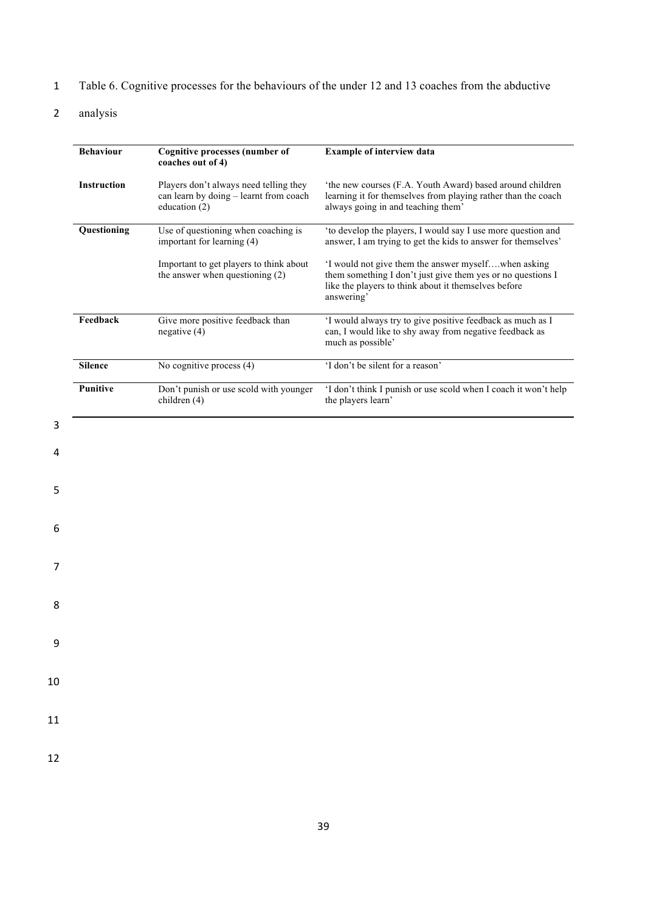Table 6. Cognitive processes for the behaviours of the under 12 and 13 coaches from the abductive analysis

| Behaviour | Cognitive processes (number of coaches out of 4) | Example of interview data |
|---|---|---|
| **Instruction** | Players don't always need telling they can learn by doing – learnt from coach education (2) | 'the new courses (F.A. Youth Award) based around children learning it for themselves from playing rather than the coach always going in and teaching them' |
| **Questioning** | Use of questioning when coaching is important for learning (4) | 'to develop the players, I would say I use more question and answer, I am trying to get the kids to answer for themselves' |
| | Important to get players to think about the answer when questioning (2) | 'I would not give them the answer myself….when asking them something I don't just give them yes or no questions I like the players to think about it themselves before answering' |
| **Feedback** | Give more positive feedback than negative (4) | 'I would always try to give positive feedback as much as I can, I would like to shy away from negative feedback as much as possible' |
| **Silence** | No cognitive process (4) | 'I don't be silent for a reason' |
| **Punitive** | Don't punish or use scold with younger children (4) | 'I don't think I punish or use scold when I coach it won't help the players learn' |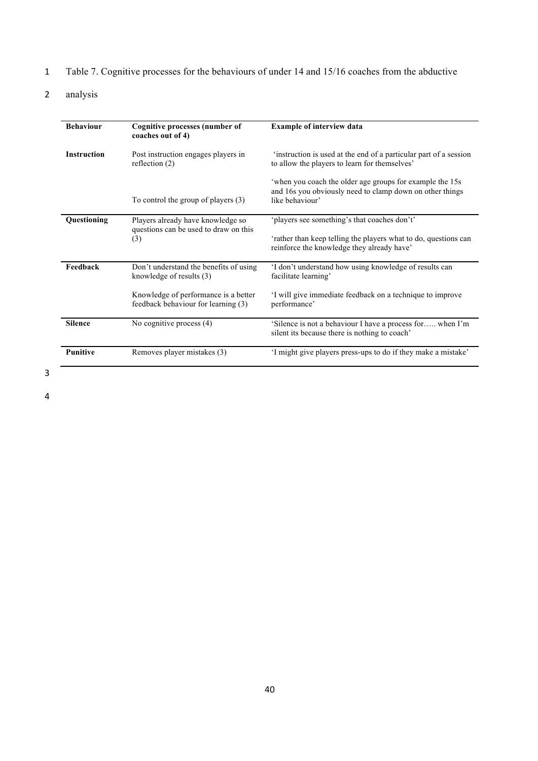Table 7. Cognitive processes for the behaviours of under 14 and 15/16 coaches from the abductive analysis

| Behaviour | Cognitive processes (number of coaches out of 4) | Example of interview data |
|---|---|---|
| **Instruction** | Post instruction engages players in reflection (2) | 'instruction is used at the end of a particular part of a session to allow the players to learn for themselves' |
| | To control the group of players (3) | 'when you coach the older age groups for example the 15s and 16s you obviously need to clamp down on other things like behaviour' |
| **Questioning** | Players already have knowledge so questions can be used to draw on this (3) | 'players see something's that coaches don't' |
| | | 'rather than keep telling the players what to do, questions can reinforce the knowledge they already have' |
| **Feedback** | Don't understand the benefits of using knowledge of results (3) | 'I don't understand how using knowledge of results can facilitate learning' |
| | Knowledge of performance is a better feedback behaviour for learning (3) | 'I will give immediate feedback on a technique to improve performance' |
| **Silence** | No cognitive process (4) | 'Silence is not a behaviour I have a process for….. when I'm silent its because there is nothing to coach' |
| **Punitive** | Removes player mistakes (3) | 'I might give players press-ups to do if they make a mistake' |